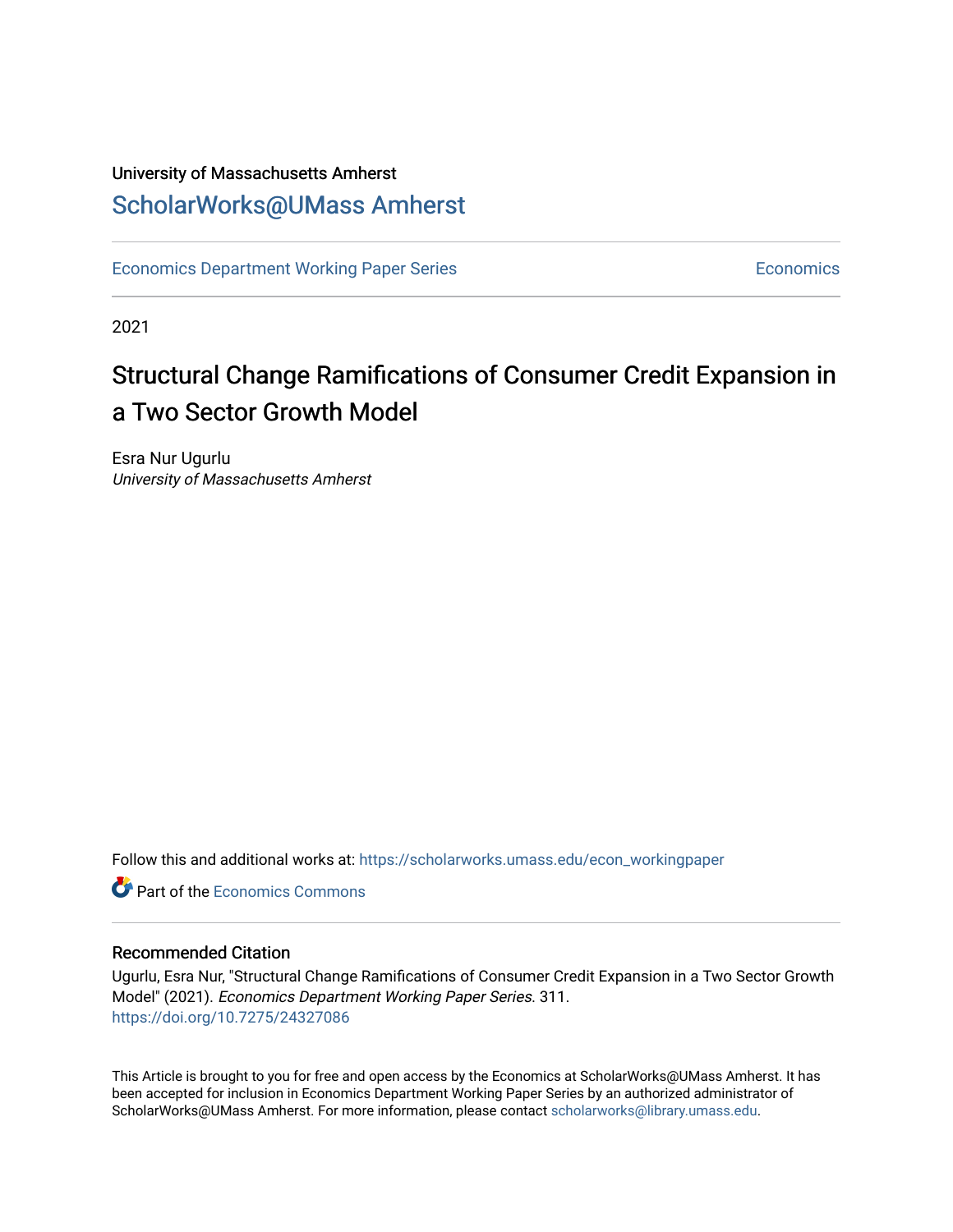University of Massachusetts Amherst

## ScholarWorks@UMass Amherst

Economics Department Working Paper Series | Economics

2021

# Structural Change Ramifications of Consumer Credit Expansion in a Two Sector Growth Model

Esra Nur Ugurlu
*University of Massachusetts Amherst*

Follow this and additional works at: https://scholarworks.umass.edu/econ_workingpaper

Part of the Economics Commons

### Recommended Citation

Ugurlu, Esra Nur, "Structural Change Ramifications of Consumer Credit Expansion in a Two Sector Growth Model" (2021). *Economics Department Working Paper Series*. 311.
https://doi.org/10.7275/24327086

This Article is brought to you for free and open access by the Economics at ScholarWorks@UMass Amherst. It has been accepted for inclusion in Economics Department Working Paper Series by an authorized administrator of ScholarWorks@UMass Amherst. For more information, please contact scholarworks@library.umass.edu.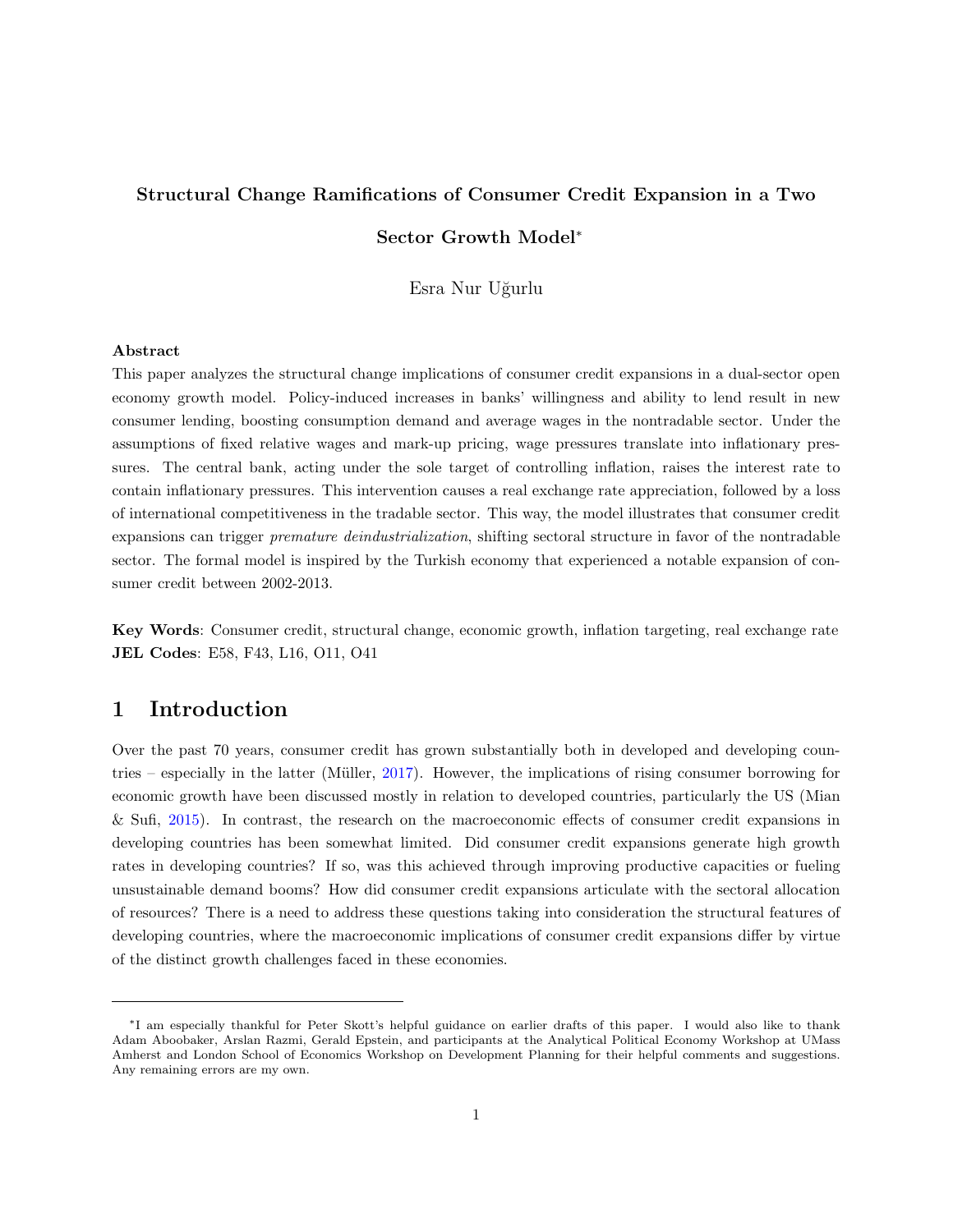**Structural Change Ramifications of Consumer Credit Expansion in a Two Sector Growth Model***

Esra Nur Uğurlu

**Abstract**

This paper analyzes the structural change implications of consumer credit expansions in a dual-sector open economy growth model. Policy-induced increases in banks' willingness and ability to lend result in new consumer lending, boosting consumption demand and average wages in the nontradable sector. Under the assumptions of fixed relative wages and mark-up pricing, wage pressures translate into inflationary pressures. The central bank, acting under the sole target of controlling inflation, raises the interest rate to contain inflationary pressures. This intervention causes a real exchange rate appreciation, followed by a loss of international competitiveness in the tradable sector. This way, the model illustrates that consumer credit expansions can trigger *premature deindustrialization*, shifting sectoral structure in favor of the nontradable sector. The formal model is inspired by the Turkish economy that experienced a notable expansion of consumer credit between 2002-2013.

**Key Words**: Consumer credit, structural change, economic growth, inflation targeting, real exchange rate
**JEL Codes**: E58, F43, L16, O11, O41

# 1 Introduction

Over the past 70 years, consumer credit has grown substantially both in developed and developing countries – especially in the latter (Müller, 2017). However, the implications of rising consumer borrowing for economic growth have been discussed mostly in relation to developed countries, particularly the US (Mian & Sufi, 2015). In contrast, the research on the macroeconomic effects of consumer credit expansions in developing countries has been somewhat limited. Did consumer credit expansions generate high growth rates in developing countries? If so, was this achieved through improving productive capacities or fueling unsustainable demand booms? How did consumer credit expansions articulate with the sectoral allocation of resources? There is a need to address these questions taking into consideration the structural features of developing countries, where the macroeconomic implications of consumer credit expansions differ by virtue of the distinct growth challenges faced in these economies.

*I am especially thankful for Peter Skott's helpful guidance on earlier drafts of this paper. I would also like to thank Adam Aboobaker, Arslan Razmi, Gerald Epstein, and participants at the Analytical Political Economy Workshop at UMass Amherst and London School of Economics Workshop on Development Planning for their helpful comments and suggestions. Any remaining errors are my own.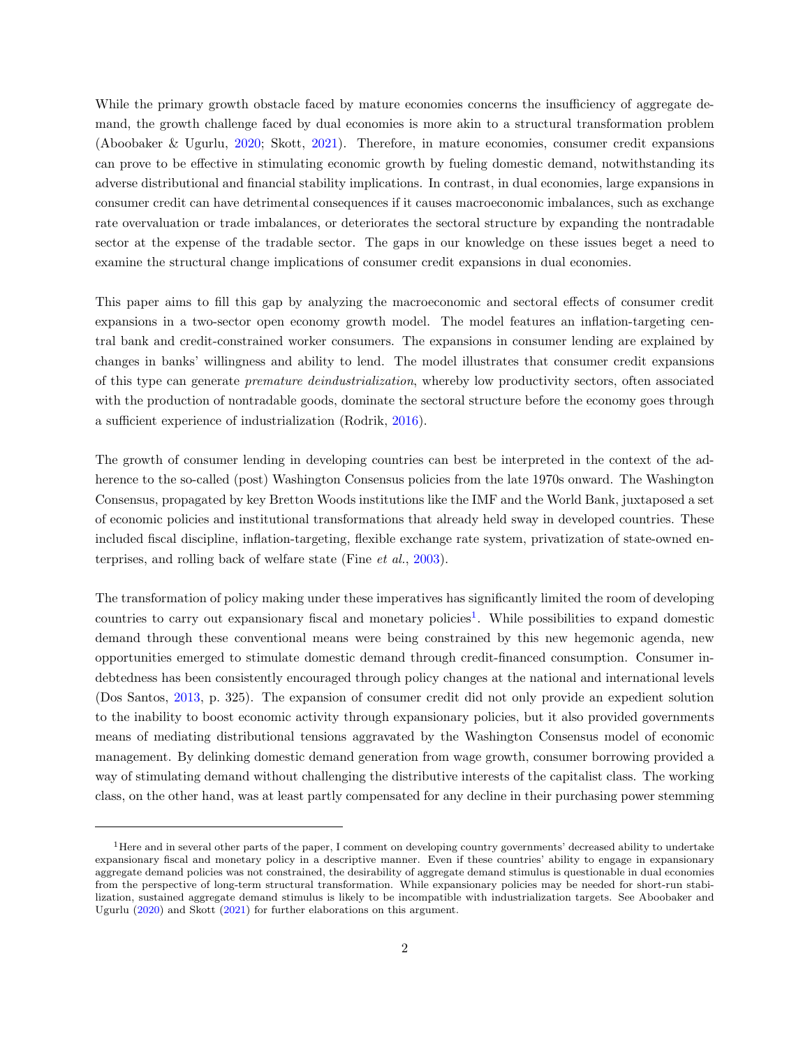While the primary growth obstacle faced by mature economies concerns the insufficiency of aggregate demand, the growth challenge faced by dual economies is more akin to a structural transformation problem (Aboobaker & Ugurlu, 2020; Skott, 2021). Therefore, in mature economies, consumer credit expansions can prove to be effective in stimulating economic growth by fueling domestic demand, notwithstanding its adverse distributional and financial stability implications. In contrast, in dual economies, large expansions in consumer credit can have detrimental consequences if it causes macroeconomic imbalances, such as exchange rate overvaluation or trade imbalances, or deteriorates the sectoral structure by expanding the nontradable sector at the expense of the tradable sector. The gaps in our knowledge on these issues beget a need to examine the structural change implications of consumer credit expansions in dual economies.

This paper aims to fill this gap by analyzing the macroeconomic and sectoral effects of consumer credit expansions in a two-sector open economy growth model. The model features an inflation-targeting central bank and credit-constrained worker consumers. The expansions in consumer lending are explained by changes in banks' willingness and ability to lend. The model illustrates that consumer credit expansions of this type can generate *premature deindustrialization*, whereby low productivity sectors, often associated with the production of nontradable goods, dominate the sectoral structure before the economy goes through a sufficient experience of industrialization (Rodrik, 2016).

The growth of consumer lending in developing countries can best be interpreted in the context of the adherence to the so-called (post) Washington Consensus policies from the late 1970s onward. The Washington Consensus, propagated by key Bretton Woods institutions like the IMF and the World Bank, juxtaposed a set of economic policies and institutional transformations that already held sway in developed countries. These included fiscal discipline, inflation-targeting, flexible exchange rate system, privatization of state-owned enterprises, and rolling back of welfare state (Fine *et al.*, 2003).

The transformation of policy making under these imperatives has significantly limited the room of developing countries to carry out expansionary fiscal and monetary policies[1]. While possibilities to expand domestic demand through these conventional means were being constrained by this new hegemonic agenda, new opportunities emerged to stimulate domestic demand through credit-financed consumption. Consumer indebtedness has been consistently encouraged through policy changes at the national and international levels (Dos Santos, 2013, p. 325). The expansion of consumer credit did not only provide an expedient solution to the inability to boost economic activity through expansionary policies, but it also provided governments means of mediating distributional tensions aggravated by the Washington Consensus model of economic management. By delinking domestic demand generation from wage growth, consumer borrowing provided a way of stimulating demand without challenging the distributive interests of the capitalist class. The working class, on the other hand, was at least partly compensated for any decline in their purchasing power stemming

---

[1] Here and in several other parts of the paper, I comment on developing country governments' decreased ability to undertake expansionary fiscal and monetary policy in a descriptive manner. Even if these countries' ability to engage in expansionary aggregate demand policies was not constrained, the desirability of aggregate demand stimulus is questionable in dual economies from the perspective of long-term structural transformation. While expansionary policies may be needed for short-run stabilization, sustained aggregate demand stimulus is likely to be incompatible with industrialization targets. See Aboobaker and Ugurlu (2020) and Skott (2021) for further elaborations on this argument.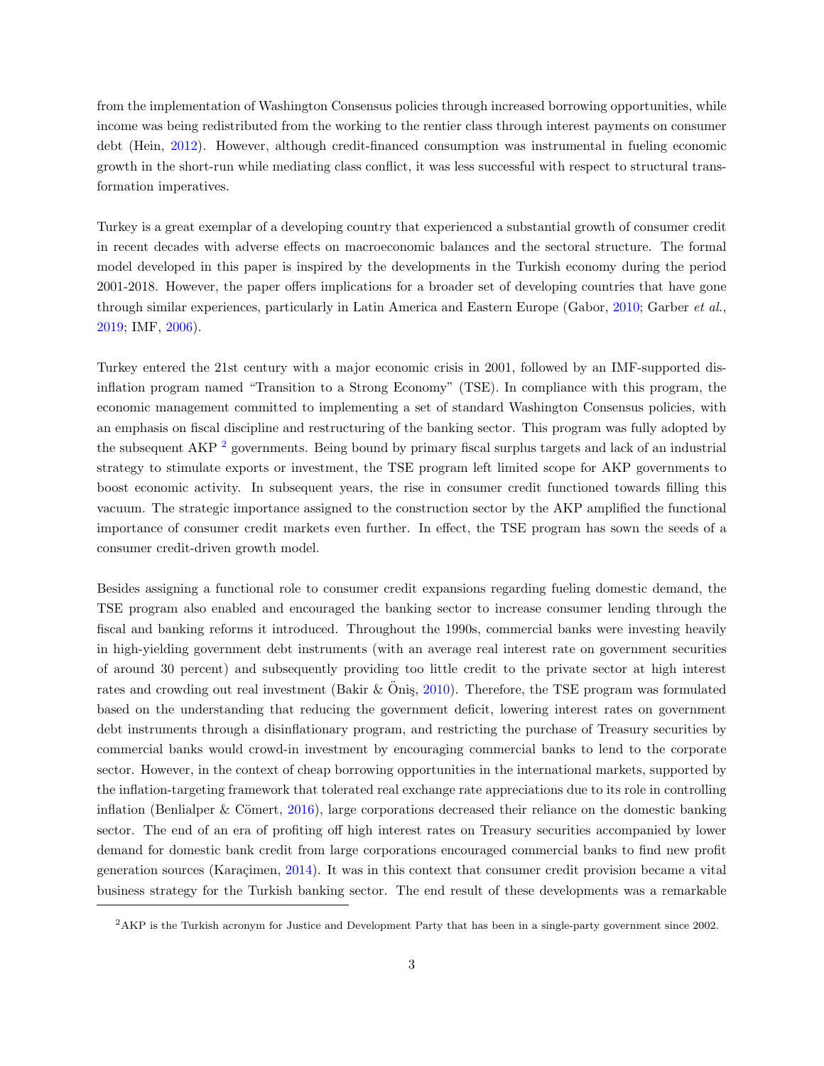from the implementation of Washington Consensus policies through increased borrowing opportunities, while income was being redistributed from the working to the rentier class through interest payments on consumer debt (Hein, 2012). However, although credit-financed consumption was instrumental in fueling economic growth in the short-run while mediating class conflict, it was less successful with respect to structural transformation imperatives.

Turkey is a great exemplar of a developing country that experienced a substantial growth of consumer credit in recent decades with adverse effects on macroeconomic balances and the sectoral structure. The formal model developed in this paper is inspired by the developments in the Turkish economy during the period 2001-2018. However, the paper offers implications for a broader set of developing countries that have gone through similar experiences, particularly in Latin America and Eastern Europe (Gabor, 2010; Garber *et al.*, 2019; IMF, 2006).

Turkey entered the 21st century with a major economic crisis in 2001, followed by an IMF-supported disinflation program named "Transition to a Strong Economy" (TSE). In compliance with this program, the economic management committed to implementing a set of standard Washington Consensus policies, with an emphasis on fiscal discipline and restructuring of the banking sector. This program was fully adopted by the subsequent AKP [2] governments. Being bound by primary fiscal surplus targets and lack of an industrial strategy to stimulate exports or investment, the TSE program left limited scope for AKP governments to boost economic activity. In subsequent years, the rise in consumer credit functioned towards filling this vacuum. The strategic importance assigned to the construction sector by the AKP amplified the functional importance of consumer credit markets even further. In effect, the TSE program has sown the seeds of a consumer credit-driven growth model.

Besides assigning a functional role to consumer credit expansions regarding fueling domestic demand, the TSE program also enabled and encouraged the banking sector to increase consumer lending through the fiscal and banking reforms it introduced. Throughout the 1990s, commercial banks were investing heavily in high-yielding government debt instruments (with an average real interest rate on government securities of around 30 percent) and subsequently providing too little credit to the private sector at high interest rates and crowding out real investment (Bakir & Öniş, 2010). Therefore, the TSE program was formulated based on the understanding that reducing the government deficit, lowering interest rates on government debt instruments through a disinflationary program, and restricting the purchase of Treasury securities by commercial banks would crowd-in investment by encouraging commercial banks to lend to the corporate sector. However, in the context of cheap borrowing opportunities in the international markets, supported by the inflation-targeting framework that tolerated real exchange rate appreciations due to its role in controlling inflation (Benlialper & Cömert, 2016), large corporations decreased their reliance on the domestic banking sector. The end of an era of profiting off high interest rates on Treasury securities accompanied by lower demand for domestic bank credit from large corporations encouraged commercial banks to find new profit generation sources (Karaçimen, 2014). It was in this context that consumer credit provision became a vital business strategy for the Turkish banking sector. The end result of these developments was a remarkable

[2] AKP is the Turkish acronym for Justice and Development Party that has been in a single-party government since 2002.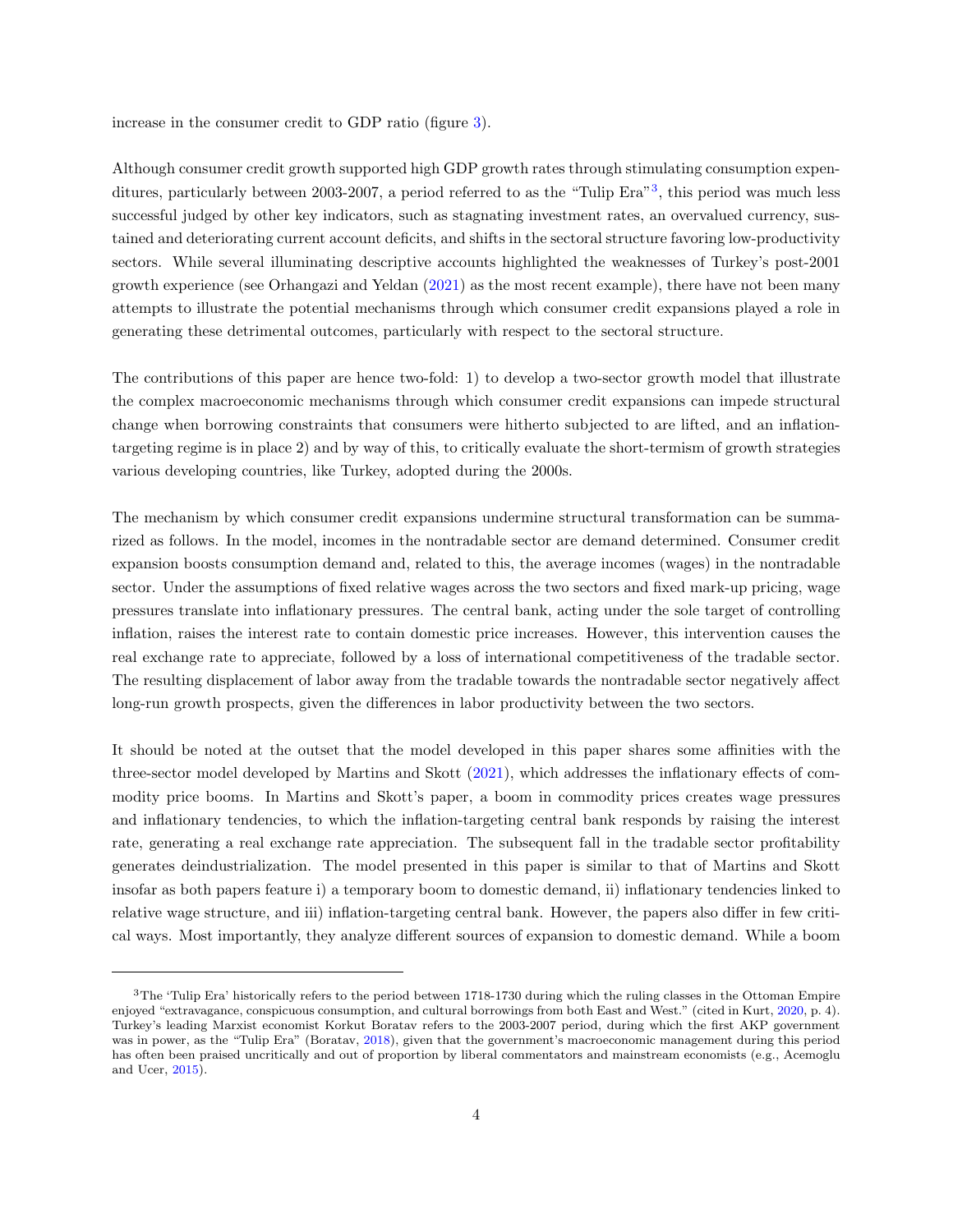increase in the consumer credit to GDP ratio (figure 3).

Although consumer credit growth supported high GDP growth rates through stimulating consumption expenditures, particularly between 2003-2007, a period referred to as the "Tulip Era"[3], this period was much less successful judged by other key indicators, such as stagnating investment rates, an overvalued currency, sustained and deteriorating current account deficits, and shifts in the sectoral structure favoring low-productivity sectors. While several illuminating descriptive accounts highlighted the weaknesses of Turkey's post-2001 growth experience (see Orhangazi and Yeldan (2021) as the most recent example), there have not been many attempts to illustrate the potential mechanisms through which consumer credit expansions played a role in generating these detrimental outcomes, particularly with respect to the sectoral structure.

The contributions of this paper are hence two-fold: 1) to develop a two-sector growth model that illustrate the complex macroeconomic mechanisms through which consumer credit expansions can impede structural change when borrowing constraints that consumers were hitherto subjected to are lifted, and an inflation-targeting regime is in place 2) and by way of this, to critically evaluate the short-termism of growth strategies various developing countries, like Turkey, adopted during the 2000s.

The mechanism by which consumer credit expansions undermine structural transformation can be summarized as follows. In the model, incomes in the nontradable sector are demand determined. Consumer credit expansion boosts consumption demand and, related to this, the average incomes (wages) in the nontradable sector. Under the assumptions of fixed relative wages across the two sectors and fixed mark-up pricing, wage pressures translate into inflationary pressures. The central bank, acting under the sole target of controlling inflation, raises the interest rate to contain domestic price increases. However, this intervention causes the real exchange rate to appreciate, followed by a loss of international competitiveness of the tradable sector. The resulting displacement of labor away from the tradable towards the nontradable sector negatively affect long-run growth prospects, given the differences in labor productivity between the two sectors.

It should be noted at the outset that the model developed in this paper shares some affinities with the three-sector model developed by Martins and Skott (2021), which addresses the inflationary effects of commodity price booms. In Martins and Skott's paper, a boom in commodity prices creates wage pressures and inflationary tendencies, to which the inflation-targeting central bank responds by raising the interest rate, generating a real exchange rate appreciation. The subsequent fall in the tradable sector profitability generates deindustrialization. The model presented in this paper is similar to that of Martins and Skott insofar as both papers feature i) a temporary boom to domestic demand, ii) inflationary tendencies linked to relative wage structure, and iii) inflation-targeting central bank. However, the papers also differ in few critical ways. Most importantly, they analyze different sources of expansion to domestic demand. While a boom

[3] The 'Tulip Era' historically refers to the period between 1718-1730 during which the ruling classes in the Ottoman Empire enjoyed "extravagance, conspicuous consumption, and cultural borrowings from both East and West." (cited in Kurt, 2020, p. 4). Turkey's leading Marxist economist Korkut Boratav refers to the 2003-2007 period, during which the first AKP government was in power, as the "Tulip Era" (Boratav, 2018), given that the government's macroeconomic management during this period has often been praised uncritically and out of proportion by liberal commentators and mainstream economists (e.g., Acemoglu and Ucer, 2015).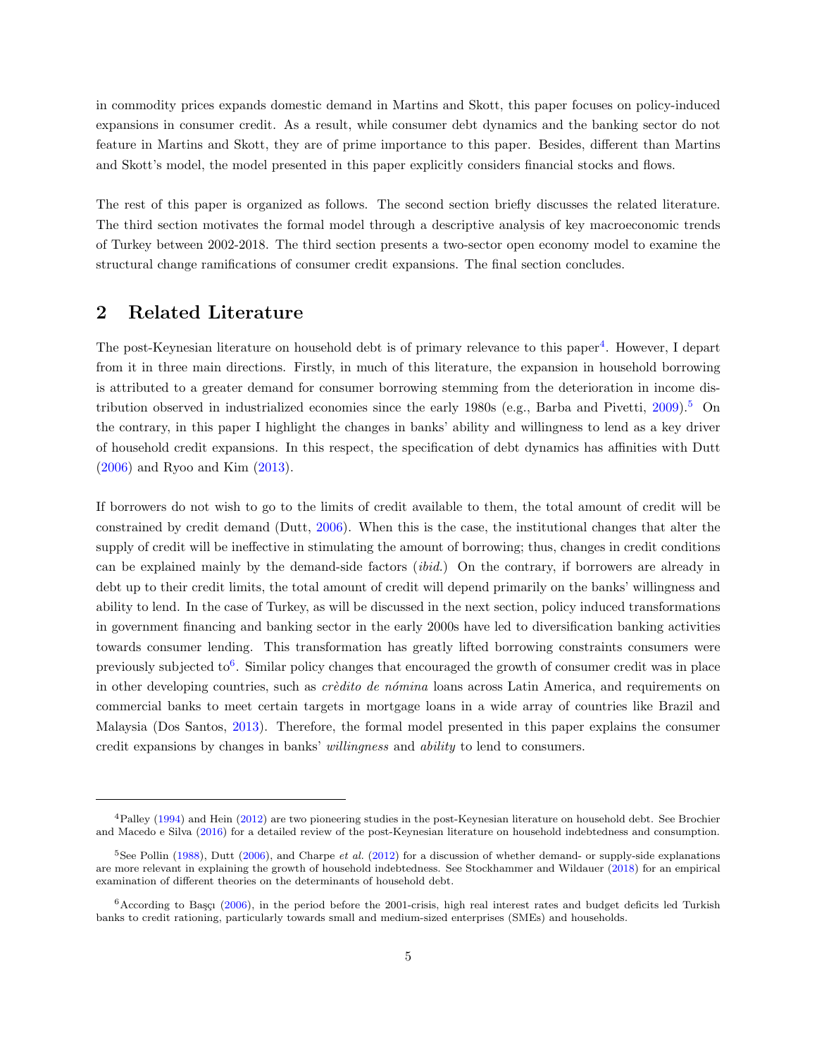in commodity prices expands domestic demand in Martins and Skott, this paper focuses on policy-induced expansions in consumer credit. As a result, while consumer debt dynamics and the banking sector do not feature in Martins and Skott, they are of prime importance to this paper. Besides, different than Martins and Skott's model, the model presented in this paper explicitly considers financial stocks and flows.

The rest of this paper is organized as follows. The second section briefly discusses the related literature. The third section motivates the formal model through a descriptive analysis of key macroeconomic trends of Turkey between 2002-2018. The third section presents a two-sector open economy model to examine the structural change ramifications of consumer credit expansions. The final section concludes.

## 2 Related Literature

The post-Keynesian literature on household debt is of primary relevance to this paper[4]. However, I depart from it in three main directions. Firstly, in much of this literature, the expansion in household borrowing is attributed to a greater demand for consumer borrowing stemming from the deterioration in income distribution observed in industrialized economies since the early 1980s (e.g., Barba and Pivetti, 2009).[5] On the contrary, in this paper I highlight the changes in banks' ability and willingness to lend as a key driver of household credit expansions. In this respect, the specification of debt dynamics has affinities with Dutt (2006) and Ryoo and Kim (2013).

If borrowers do not wish to go to the limits of credit available to them, the total amount of credit will be constrained by credit demand (Dutt, 2006). When this is the case, the institutional changes that alter the supply of credit will be ineffective in stimulating the amount of borrowing; thus, changes in credit conditions can be explained mainly by the demand-side factors (*ibid.*) On the contrary, if borrowers are already in debt up to their credit limits, the total amount of credit will depend primarily on the banks' willingness and ability to lend. In the case of Turkey, as will be discussed in the next section, policy induced transformations in government financing and banking sector in the early 2000s have led to diversification banking activities towards consumer lending. This transformation has greatly lifted borrowing constraints consumers were previously subjected to[6]. Similar policy changes that encouraged the growth of consumer credit was in place in other developing countries, such as *crèdito de nómina* loans across Latin America, and requirements on commercial banks to meet certain targets in mortgage loans in a wide array of countries like Brazil and Malaysia (Dos Santos, 2013). Therefore, the formal model presented in this paper explains the consumer credit expansions by changes in banks' *willingness* and *ability* to lend to consumers.

[4] Palley (1994) and Hein (2012) are two pioneering studies in the post-Keynesian literature on household debt. See Brochier and Macedo e Silva (2016) for a detailed review of the post-Keynesian literature on household indebtedness and consumption.

[5] See Pollin (1988), Dutt (2006), and Charpe *et al.* (2012) for a discussion of whether demand- or supply-side explanations are more relevant in explaining the growth of household indebtedness. See Stockhammer and Wildauer (2018) for an empirical examination of different theories on the determinants of household debt.

[6] According to Başçı (2006), in the period before the 2001-crisis, high real interest rates and budget deficits led Turkish banks to credit rationing, particularly towards small and medium-sized enterprises (SMEs) and households.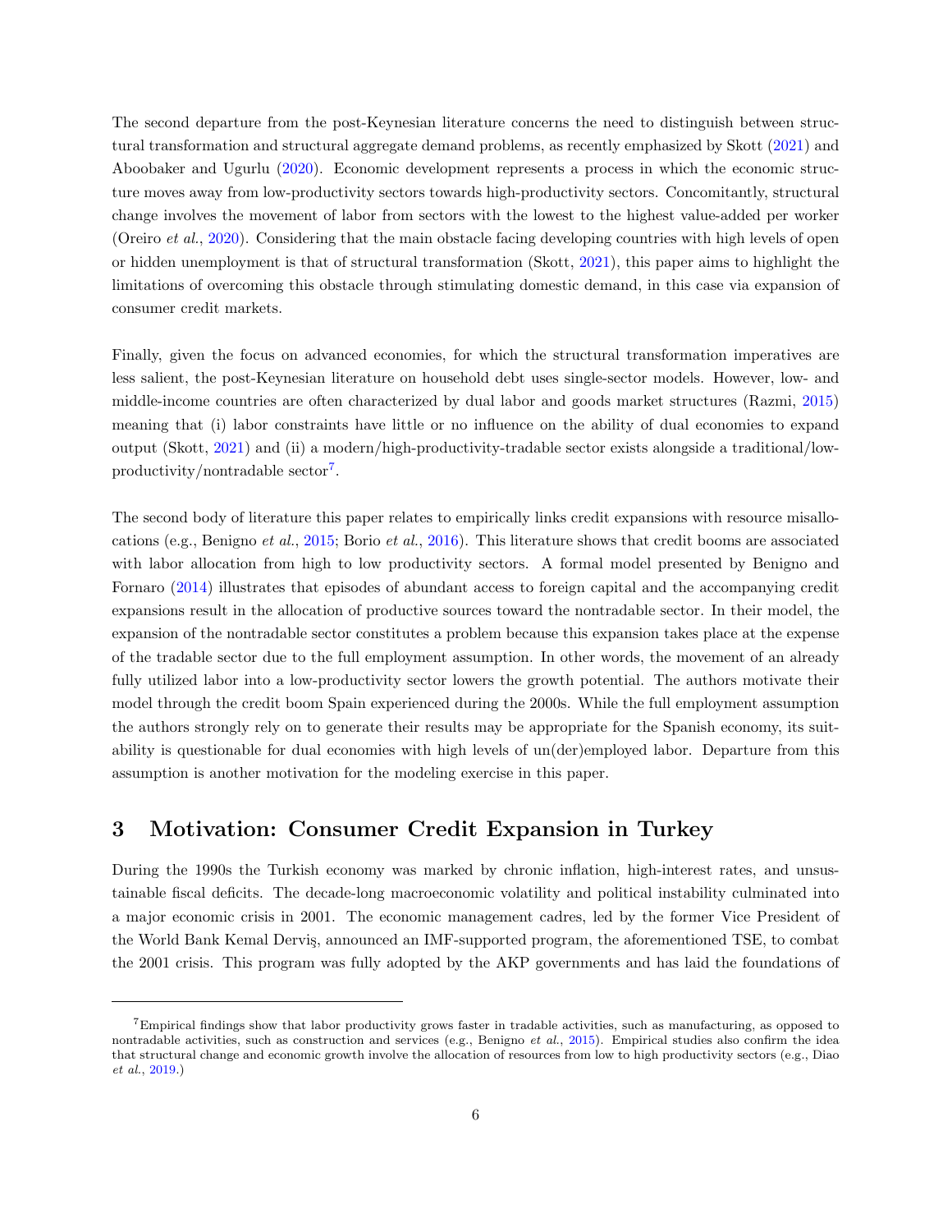The second departure from the post-Keynesian literature concerns the need to distinguish between structural transformation and structural aggregate demand problems, as recently emphasized by Skott (2021) and Aboobaker and Ugurlu (2020). Economic development represents a process in which the economic structure moves away from low-productivity sectors towards high-productivity sectors. Concomitantly, structural change involves the movement of labor from sectors with the lowest to the highest value-added per worker (Oreiro *et al.*, 2020). Considering that the main obstacle facing developing countries with high levels of open or hidden unemployment is that of structural transformation (Skott, 2021), this paper aims to highlight the limitations of overcoming this obstacle through stimulating domestic demand, in this case via expansion of consumer credit markets.

Finally, given the focus on advanced economies, for which the structural transformation imperatives are less salient, the post-Keynesian literature on household debt uses single-sector models. However, low- and middle-income countries are often characterized by dual labor and goods market structures (Razmi, 2015) meaning that (i) labor constraints have little or no influence on the ability of dual economies to expand output (Skott, 2021) and (ii) a modern/high-productivity-tradable sector exists alongside a traditional/low-productivity/nontradable sector[7].

The second body of literature this paper relates to empirically links credit expansions with resource misallocations (e.g., Benigno *et al.*, 2015; Borio *et al.*, 2016). This literature shows that credit booms are associated with labor allocation from high to low productivity sectors. A formal model presented by Benigno and Fornaro (2014) illustrates that episodes of abundant access to foreign capital and the accompanying credit expansions result in the allocation of productive sources toward the nontradable sector. In their model, the expansion of the nontradable sector constitutes a problem because this expansion takes place at the expense of the tradable sector due to the full employment assumption. In other words, the movement of an already fully utilized labor into a low-productivity sector lowers the growth potential. The authors motivate their model through the credit boom Spain experienced during the 2000s. While the full employment assumption the authors strongly rely on to generate their results may be appropriate for the Spanish economy, its suitability is questionable for dual economies with high levels of un(der)employed labor. Departure from this assumption is another motivation for the modeling exercise in this paper.

## 3 Motivation: Consumer Credit Expansion in Turkey

During the 1990s the Turkish economy was marked by chronic inflation, high-interest rates, and unsustainable fiscal deficits. The decade-long macroeconomic volatility and political instability culminated into a major economic crisis in 2001. The economic management cadres, led by the former Vice President of the World Bank Kemal Derviş, announced an IMF-supported program, the aforementioned TSE, to combat the 2001 crisis. This program was fully adopted by the AKP governments and has laid the foundations of

[7] Empirical findings show that labor productivity grows faster in tradable activities, such as manufacturing, as opposed to nontradable activities, such as construction and services (e.g., Benigno *et al.*, 2015). Empirical studies also confirm the idea that structural change and economic growth involve the allocation of resources from low to high productivity sectors (e.g., Diao *et al.*, 2019.)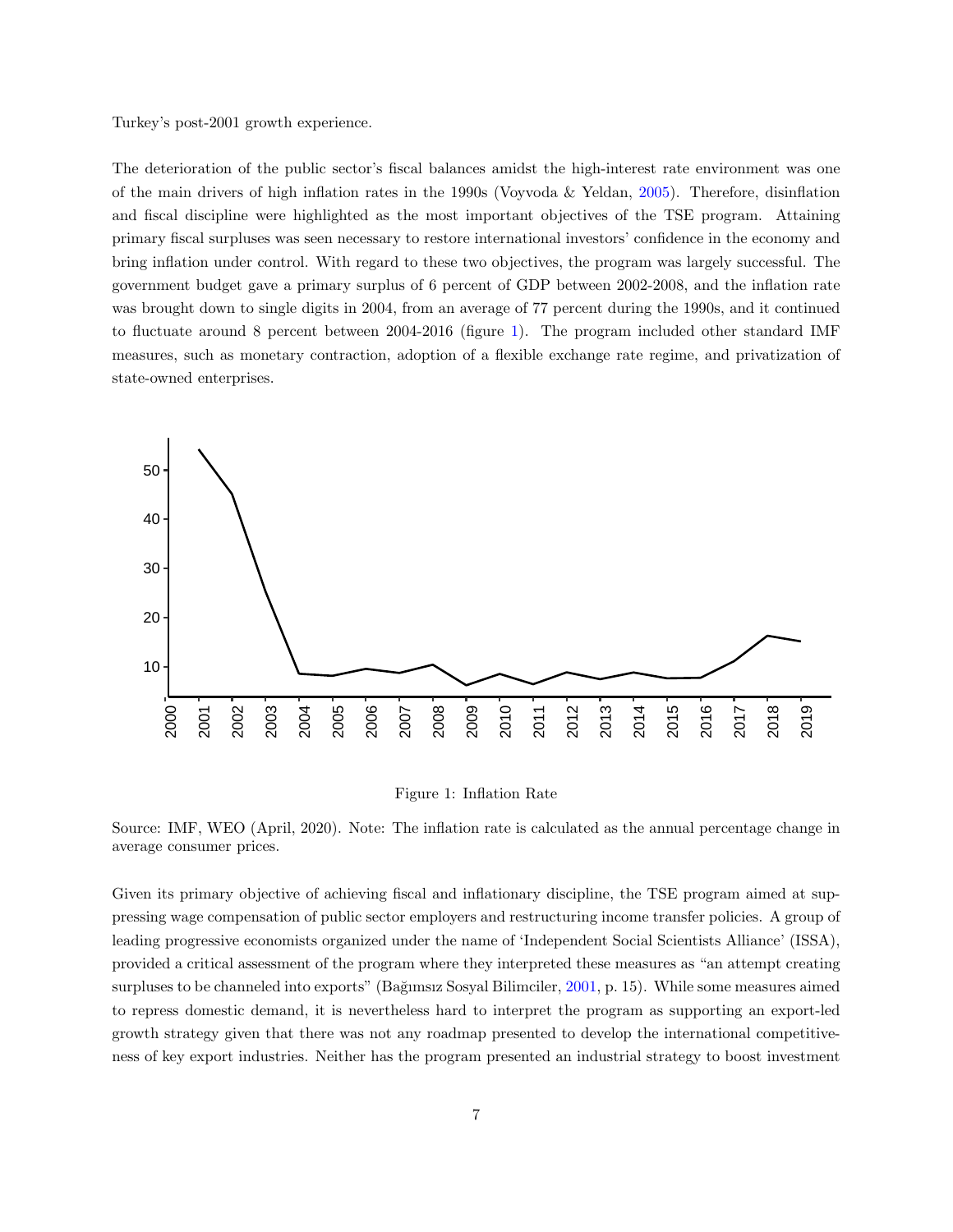Turkey's post-2001 growth experience.

The deterioration of the public sector's fiscal balances amidst the high-interest rate environment was one of the main drivers of high inflation rates in the 1990s (Voyvoda & Yeldan, 2005). Therefore, disinflation and fiscal discipline were highlighted as the most important objectives of the TSE program. Attaining primary fiscal surpluses was seen necessary to restore international investors' confidence in the economy and bring inflation under control. With regard to these two objectives, the program was largely successful. The government budget gave a primary surplus of 6 percent of GDP between 2002-2008, and the inflation rate was brought down to single digits in 2004, from an average of 77 percent during the 1990s, and it continued to fluctuate around 8 percent between 2004-2016 (figure 1). The program included other standard IMF measures, such as monetary contraction, adoption of a flexible exchange rate regime, and privatization of state-owned enterprises.

Figure 1: Inflation Rate

Source: IMF, WEO (April, 2020). Note: The inflation rate is calculated as the annual percentage change in average consumer prices.

Given its primary objective of achieving fiscal and inflationary discipline, the TSE program aimed at suppressing wage compensation of public sector employers and restructuring income transfer policies. A group of leading progressive economists organized under the name of 'Independent Social Scientists Alliance' (ISSA), provided a critical assessment of the program where they interpreted these measures as "an attempt creating surpluses to be channeled into exports" (Bağımsız Sosyal Bilimciler, 2001, p. 15). While some measures aimed to repress domestic demand, it is nevertheless hard to interpret the program as supporting an export-led growth strategy given that there was not any roadmap presented to develop the international competitiveness of key export industries. Neither has the program presented an industrial strategy to boost investment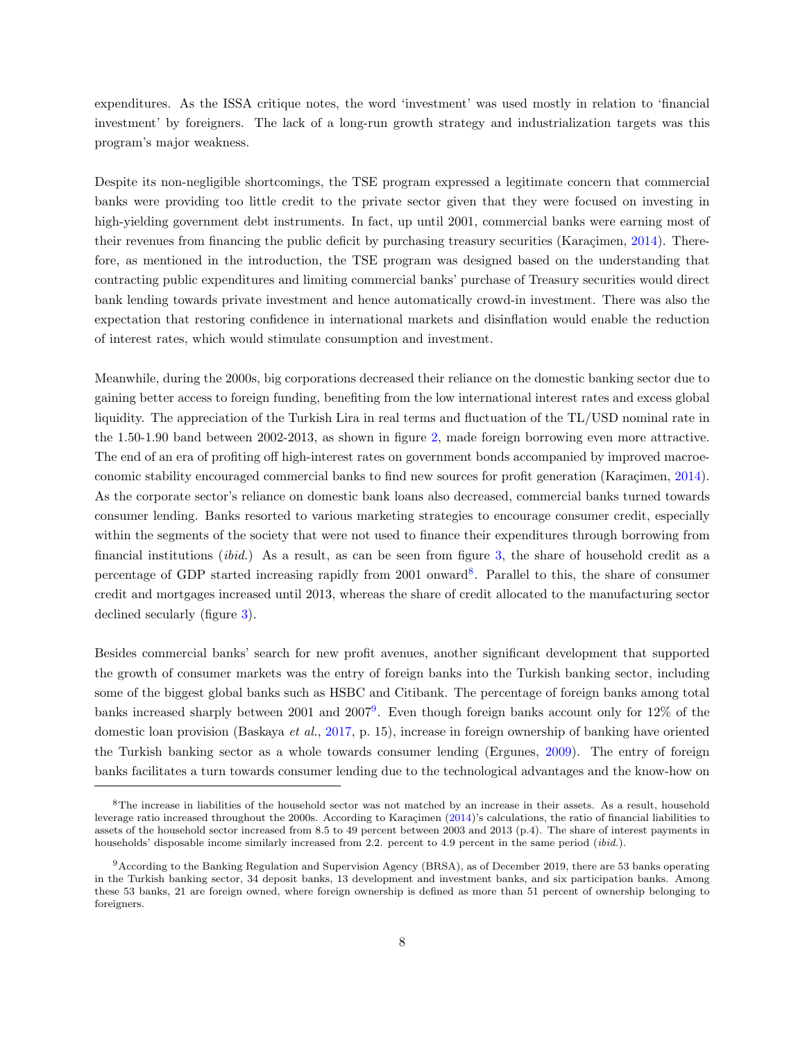expenditures. As the ISSA critique notes, the word 'investment' was used mostly in relation to 'financial investment' by foreigners. The lack of a long-run growth strategy and industrialization targets was this program's major weakness.

Despite its non-negligible shortcomings, the TSE program expressed a legitimate concern that commercial banks were providing too little credit to the private sector given that they were focused on investing in high-yielding government debt instruments. In fact, up until 2001, commercial banks were earning most of their revenues from financing the public deficit by purchasing treasury securities (Karaçimen, 2014). Therefore, as mentioned in the introduction, the TSE program was designed based on the understanding that contracting public expenditures and limiting commercial banks' purchase of Treasury securities would direct bank lending towards private investment and hence automatically crowd-in investment. There was also the expectation that restoring confidence in international markets and disinflation would enable the reduction of interest rates, which would stimulate consumption and investment.

Meanwhile, during the 2000s, big corporations decreased their reliance on the domestic banking sector due to gaining better access to foreign funding, benefiting from the low international interest rates and excess global liquidity. The appreciation of the Turkish Lira in real terms and fluctuation of the TL/USD nominal rate in the 1.50-1.90 band between 2002-2013, as shown in figure 2, made foreign borrowing even more attractive. The end of an era of profiting off high-interest rates on government bonds accompanied by improved macroeconomic stability encouraged commercial banks to find new sources for profit generation (Karaçimen, 2014). As the corporate sector's reliance on domestic bank loans also decreased, commercial banks turned towards consumer lending. Banks resorted to various marketing strategies to encourage consumer credit, especially within the segments of the society that were not used to finance their expenditures through borrowing from financial institutions (*ibid.*) As a result, as can be seen from figure 3, the share of household credit as a percentage of GDP started increasing rapidly from 2001 onward[8]. Parallel to this, the share of consumer credit and mortgages increased until 2013, whereas the share of credit allocated to the manufacturing sector declined secularly (figure 3).

Besides commercial banks' search for new profit avenues, another significant development that supported the growth of consumer markets was the entry of foreign banks into the Turkish banking sector, including some of the biggest global banks such as HSBC and Citibank. The percentage of foreign banks among total banks increased sharply between 2001 and 2007[9]. Even though foreign banks account only for 12% of the domestic loan provision (Baskaya *et al.*, 2017, p. 15), increase in foreign ownership of banking have oriented the Turkish banking sector as a whole towards consumer lending (Ergunes, 2009). The entry of foreign banks facilitates a turn towards consumer lending due to the technological advantages and the know-how on

---

[8] The increase in liabilities of the household sector was not matched by an increase in their assets. As a result, household leverage ratio increased throughout the 2000s. According to Karaçimen (2014)'s calculations, the ratio of financial liabilities to assets of the household sector increased from 8.5 to 49 percent between 2003 and 2013 (p.4). The share of interest payments in households' disposable income similarly increased from 2.2. percent to 4.9 percent in the same period (*ibid.*).

[9] According to the Banking Regulation and Supervision Agency (BRSA), as of December 2019, there are 53 banks operating in the Turkish banking sector, 34 deposit banks, 13 development and investment banks, and six participation banks. Among these 53 banks, 21 are foreign owned, where foreign ownership is defined as more than 51 percent of ownership belonging to foreigners.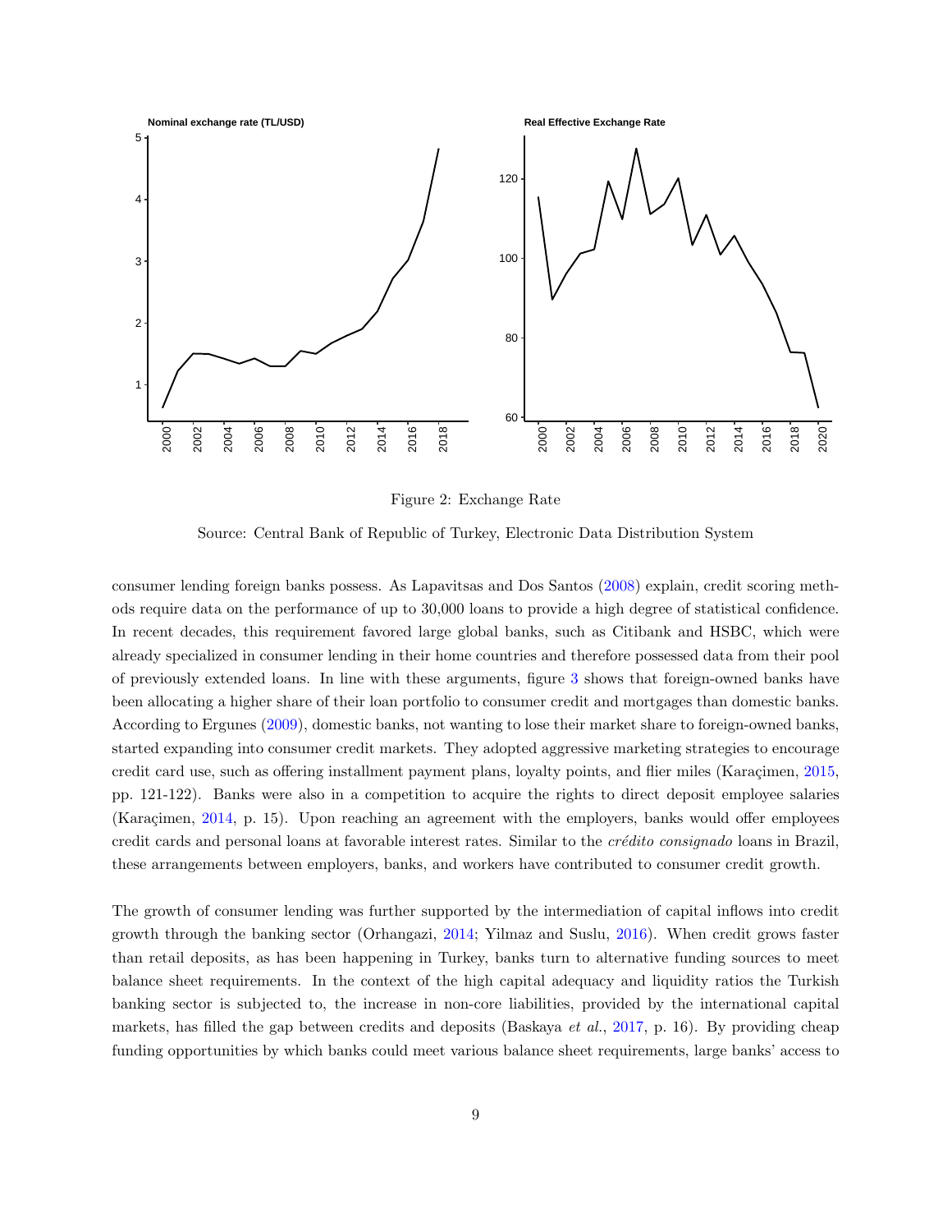Figure 2: Exchange Rate

Source: Central Bank of Republic of Turkey, Electronic Data Distribution System

consumer lending foreign banks possess. As Lapavitsas and Dos Santos (2008) explain, credit scoring methods require data on the performance of up to 30,000 loans to provide a high degree of statistical confidence. In recent decades, this requirement favored large global banks, such as Citibank and HSBC, which were already specialized in consumer lending in their home countries and therefore possessed data from their pool of previously extended loans. In line with these arguments, figure 3 shows that foreign-owned banks have been allocating a higher share of their loan portfolio to consumer credit and mortgages than domestic banks. According to Ergunes (2009), domestic banks, not wanting to lose their market share to foreign-owned banks, started expanding into consumer credit markets. They adopted aggressive marketing strategies to encourage credit card use, such as offering installment payment plans, loyalty points, and flier miles (Karaçimen, 2015, pp. 121-122). Banks were also in a competition to acquire the rights to direct deposit employee salaries (Karaçimen, 2014, p. 15). Upon reaching an agreement with the employers, banks would offer employees credit cards and personal loans at favorable interest rates. Similar to the *crédito consignado* loans in Brazil, these arrangements between employers, banks, and workers have contributed to consumer credit growth.

The growth of consumer lending was further supported by the intermediation of capital inflows into credit growth through the banking sector (Orhangazi, 2014; Yilmaz and Suslu, 2016). When credit grows faster than retail deposits, as has been happening in Turkey, banks turn to alternative funding sources to meet balance sheet requirements. In the context of the high capital adequacy and liquidity ratios the Turkish banking sector is subjected to, the increase in non-core liabilities, provided by the international capital markets, has filled the gap between credits and deposits (Baskaya *et al.*, 2017, p. 16). By providing cheap funding opportunities by which banks could meet various balance sheet requirements, large banks' access to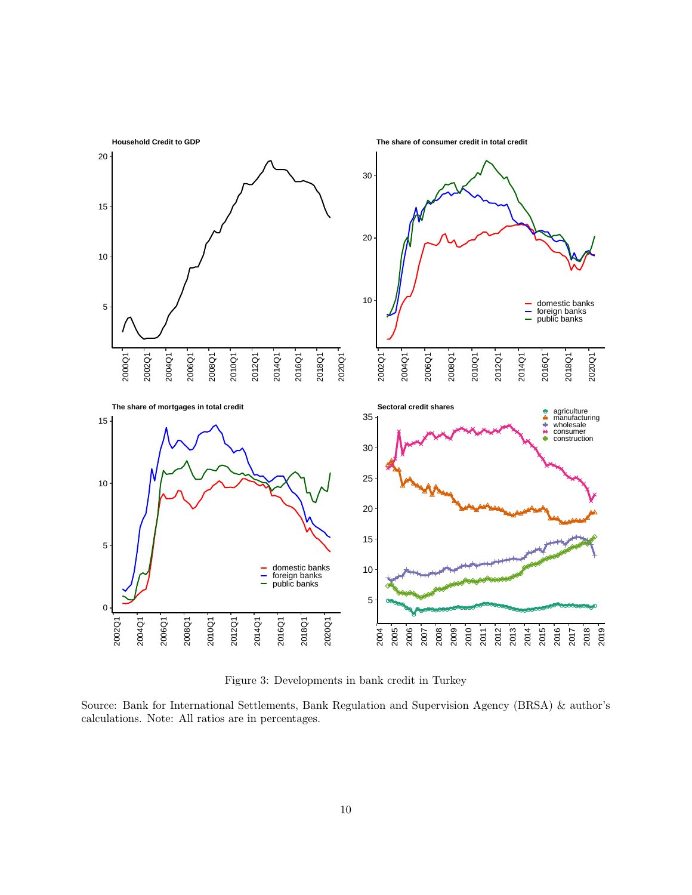Figure 3: Developments in bank credit in Turkey

Source: Bank for International Settlements, Bank Regulation and Supervision Agency (BRSA) & author's calculations. Note: All ratios are in percentages.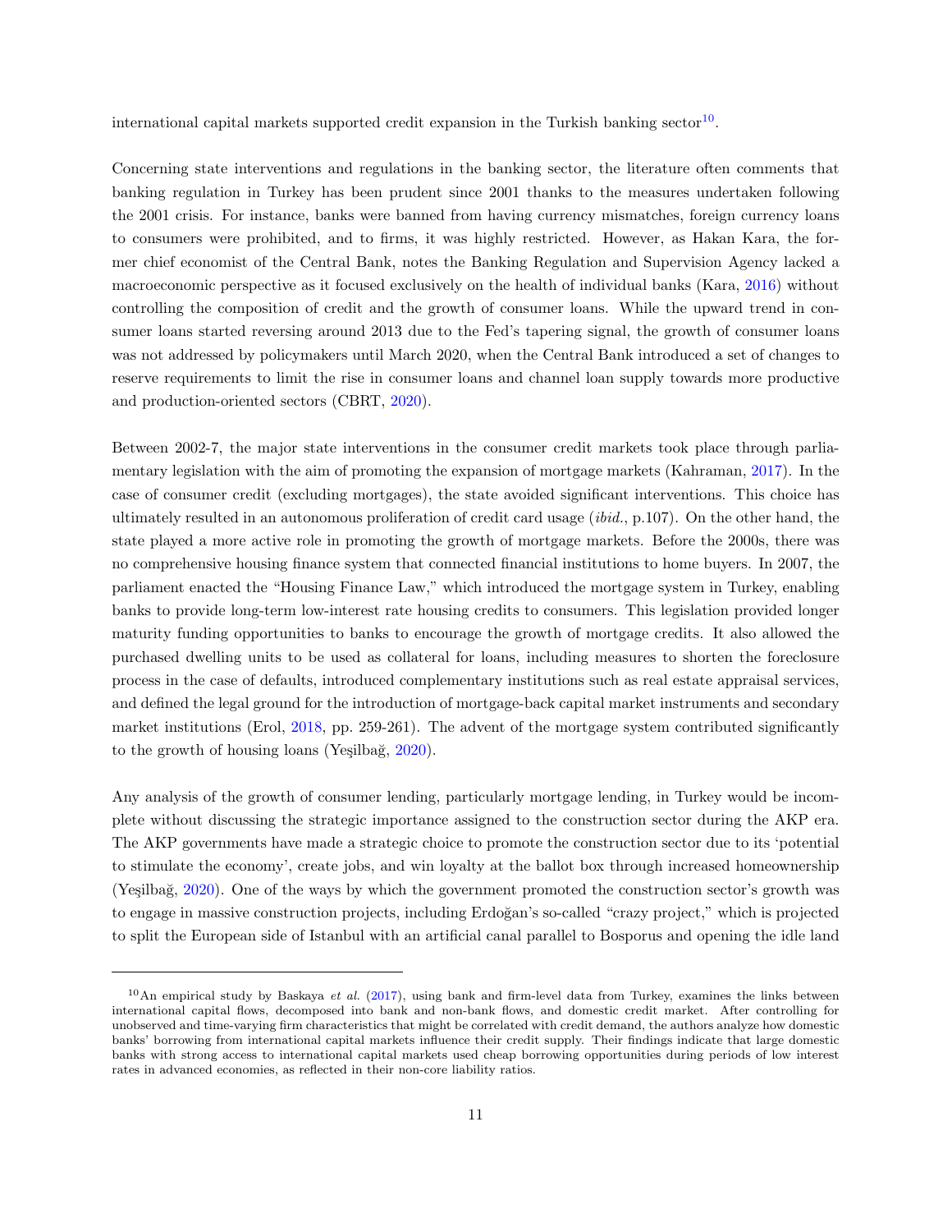international capital markets supported credit expansion in the Turkish banking sector[10].

Concerning state interventions and regulations in the banking sector, the literature often comments that banking regulation in Turkey has been prudent since 2001 thanks to the measures undertaken following the 2001 crisis. For instance, banks were banned from having currency mismatches, foreign currency loans to consumers were prohibited, and to firms, it was highly restricted. However, as Hakan Kara, the former chief economist of the Central Bank, notes the Banking Regulation and Supervision Agency lacked a macroeconomic perspective as it focused exclusively on the health of individual banks (Kara, 2016) without controlling the composition of credit and the growth of consumer loans. While the upward trend in consumer loans started reversing around 2013 due to the Fed's tapering signal, the growth of consumer loans was not addressed by policymakers until March 2020, when the Central Bank introduced a set of changes to reserve requirements to limit the rise in consumer loans and channel loan supply towards more productive and production-oriented sectors (CBRT, 2020).

Between 2002-7, the major state interventions in the consumer credit markets took place through parliamentary legislation with the aim of promoting the expansion of mortgage markets (Kahraman, 2017). In the case of consumer credit (excluding mortgages), the state avoided significant interventions. This choice has ultimately resulted in an autonomous proliferation of credit card usage (*ibid.*, p.107). On the other hand, the state played a more active role in promoting the growth of mortgage markets. Before the 2000s, there was no comprehensive housing finance system that connected financial institutions to home buyers. In 2007, the parliament enacted the "Housing Finance Law," which introduced the mortgage system in Turkey, enabling banks to provide long-term low-interest rate housing credits to consumers. This legislation provided longer maturity funding opportunities to banks to encourage the growth of mortgage credits. It also allowed the purchased dwelling units to be used as collateral for loans, including measures to shorten the foreclosure process in the case of defaults, introduced complementary institutions such as real estate appraisal services, and defined the legal ground for the introduction of mortgage-back capital market instruments and secondary market institutions (Erol, 2018, pp. 259-261). The advent of the mortgage system contributed significantly to the growth of housing loans (Yeşilbağ, 2020).

Any analysis of the growth of consumer lending, particularly mortgage lending, in Turkey would be incomplete without discussing the strategic importance assigned to the construction sector during the AKP era. The AKP governments have made a strategic choice to promote the construction sector due to its 'potential to stimulate the economy', create jobs, and win loyalty at the ballot box through increased homeownership (Yeşilbağ, 2020). One of the ways by which the government promoted the construction sector's growth was to engage in massive construction projects, including Erdoğan's so-called "crazy project," which is projected to split the European side of Istanbul with an artificial canal parallel to Bosporus and opening the idle land

[10] An empirical study by Baskaya *et al.* (2017), using bank and firm-level data from Turkey, examines the links between international capital flows, decomposed into bank and non-bank flows, and domestic credit market. After controlling for unobserved and time-varying firm characteristics that might be correlated with credit demand, the authors analyze how domestic banks' borrowing from international capital markets influence their credit supply. Their findings indicate that large domestic banks with strong access to international capital markets used cheap borrowing opportunities during periods of low interest rates in advanced economies, as reflected in their non-core liability ratios.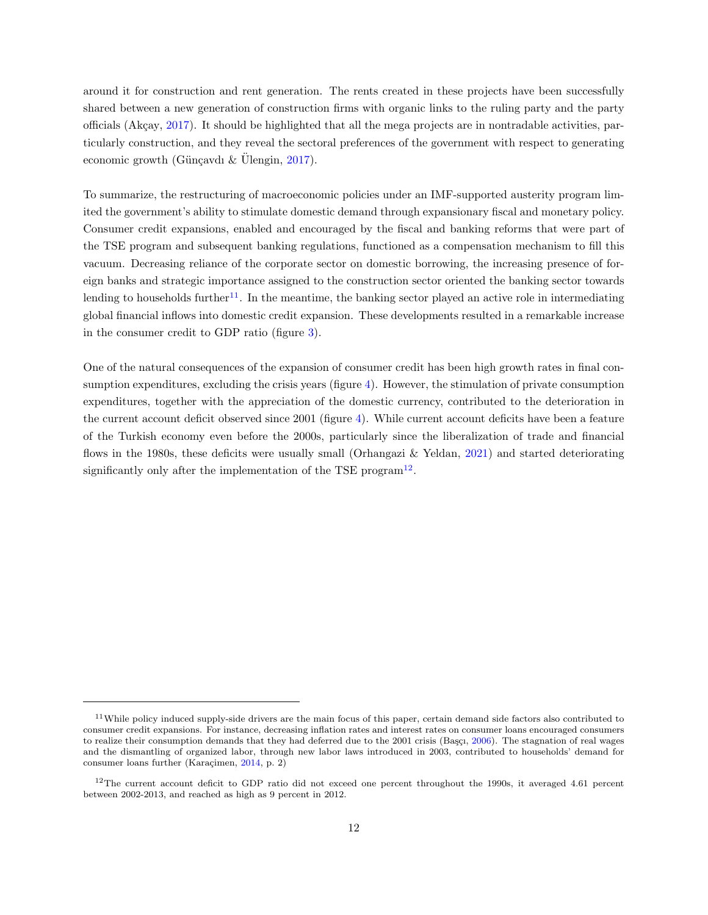around it for construction and rent generation. The rents created in these projects have been successfully shared between a new generation of construction firms with organic links to the ruling party and the party officials (Akçay, 2017). It should be highlighted that all the mega projects are in nontradable activities, particularly construction, and they reveal the sectoral preferences of the government with respect to generating economic growth (Günçavdı & Ülengin, 2017).

To summarize, the restructuring of macroeconomic policies under an IMF-supported austerity program limited the government's ability to stimulate domestic demand through expansionary fiscal and monetary policy. Consumer credit expansions, enabled and encouraged by the fiscal and banking reforms that were part of the TSE program and subsequent banking regulations, functioned as a compensation mechanism to fill this vacuum. Decreasing reliance of the corporate sector on domestic borrowing, the increasing presence of foreign banks and strategic importance assigned to the construction sector oriented the banking sector towards lending to households further[11]. In the meantime, the banking sector played an active role in intermediating global financial inflows into domestic credit expansion. These developments resulted in a remarkable increase in the consumer credit to GDP ratio (figure 3).

One of the natural consequences of the expansion of consumer credit has been high growth rates in final consumption expenditures, excluding the crisis years (figure 4). However, the stimulation of private consumption expenditures, together with the appreciation of the domestic currency, contributed to the deterioration in the current account deficit observed since 2001 (figure 4). While current account deficits have been a feature of the Turkish economy even before the 2000s, particularly since the liberalization of trade and financial flows in the 1980s, these deficits were usually small (Orhangazi & Yeldan, 2021) and started deteriorating significantly only after the implementation of the TSE program[12].

[11] While policy induced supply-side drivers are the main focus of this paper, certain demand side factors also contributed to consumer credit expansions. For instance, decreasing inflation rates and interest rates on consumer loans encouraged consumers to realize their consumption demands that they had deferred due to the 2001 crisis (Başçı, 2006). The stagnation of real wages and the dismantling of organized labor, through new labor laws introduced in 2003, contributed to households' demand for consumer loans further (Karaçimen, 2014, p. 2)

[12] The current account deficit to GDP ratio did not exceed one percent throughout the 1990s, it averaged 4.61 percent between 2002-2013, and reached as high as 9 percent in 2012.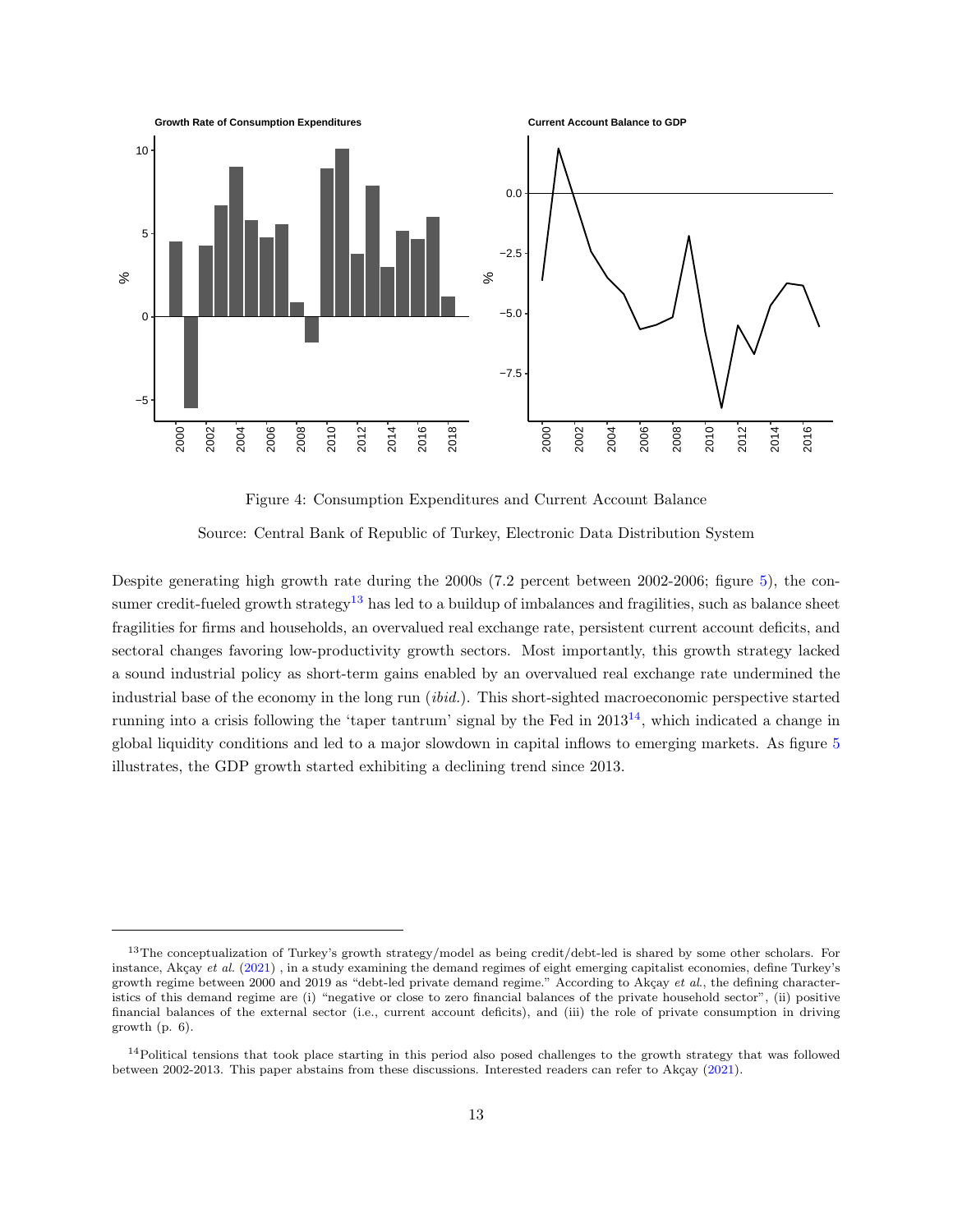Figure 4: Consumption Expenditures and Current Account Balance

Source: Central Bank of Republic of Turkey, Electronic Data Distribution System

Despite generating high growth rate during the 2000s (7.2 percent between 2002-2006; figure 5), the consumer credit-fueled growth strategy[13] has led to a buildup of imbalances and fragilities, such as balance sheet fragilities for firms and households, an overvalued real exchange rate, persistent current account deficits, and sectoral changes favoring low-productivity growth sectors. Most importantly, this growth strategy lacked a sound industrial policy as short-term gains enabled by an overvalued real exchange rate undermined the industrial base of the economy in the long run (*ibid.*). This short-sighted macroeconomic perspective started running into a crisis following the 'taper tantrum' signal by the Fed in 2013[14], which indicated a change in global liquidity conditions and led to a major slowdown in capital inflows to emerging markets. As figure 5 illustrates, the GDP growth started exhibiting a declining trend since 2013.

[13] The conceptualization of Turkey's growth strategy/model as being credit/debt-led is shared by some other scholars. For instance, Akçay *et al.* (2021) , in a study examining the demand regimes of eight emerging capitalist economies, define Turkey's growth regime between 2000 and 2019 as "debt-led private demand regime." According to Akçay *et al.*, the defining characteristics of this demand regime are (i) "negative or close to zero financial balances of the private household sector", (ii) positive financial balances of the external sector (i.e., current account deficits), and (iii) the role of private consumption in driving growth (p. 6).

[14] Political tensions that took place starting in this period also posed challenges to the growth strategy that was followed between 2002-2013. This paper abstains from these discussions. Interested readers can refer to Akçay (2021).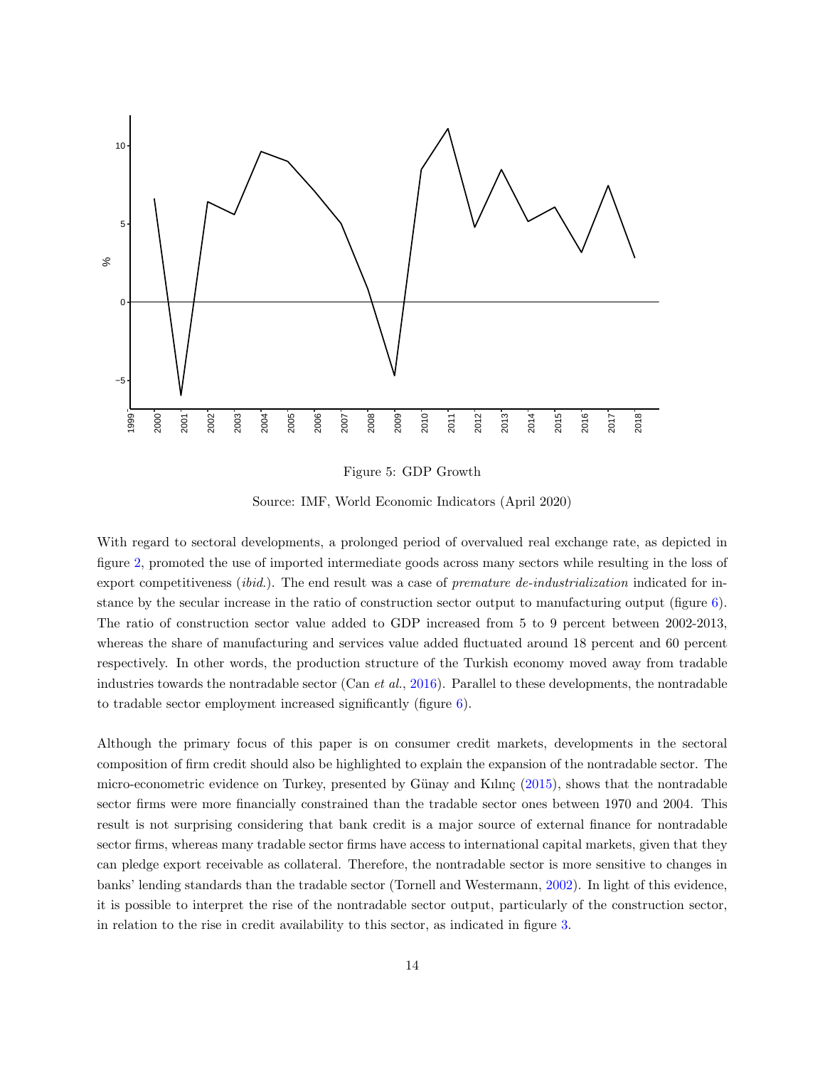Figure 5: GDP Growth

Source: IMF, World Economic Indicators (April 2020)

With regard to sectoral developments, a prolonged period of overvalued real exchange rate, as depicted in figure 2, promoted the use of imported intermediate goods across many sectors while resulting in the loss of export competitiveness (*ibid.*). The end result was a case of *premature de-industrialization* indicated for instance by the secular increase in the ratio of construction sector output to manufacturing output (figure 6). The ratio of construction sector value added to GDP increased from 5 to 9 percent between 2002-2013, whereas the share of manufacturing and services value added fluctuated around 18 percent and 60 percent respectively. In other words, the production structure of the Turkish economy moved away from tradable industries towards the nontradable sector (Can *et al.*, 2016). Parallel to these developments, the nontradable to tradable sector employment increased significantly (figure 6).

Although the primary focus of this paper is on consumer credit markets, developments in the sectoral composition of firm credit should also be highlighted to explain the expansion of the nontradable sector. The micro-econometric evidence on Turkey, presented by Günay and Kılınç (2015), shows that the nontradable sector firms were more financially constrained than the tradable sector ones between 1970 and 2004. This result is not surprising considering that bank credit is a major source of external finance for nontradable sector firms, whereas many tradable sector firms have access to international capital markets, given that they can pledge export receivable as collateral. Therefore, the nontradable sector is more sensitive to changes in banks' lending standards than the tradable sector (Tornell and Westermann, 2002). In light of this evidence, it is possible to interpret the rise of the nontradable sector output, particularly of the construction sector, in relation to the rise in credit availability to this sector, as indicated in figure 3.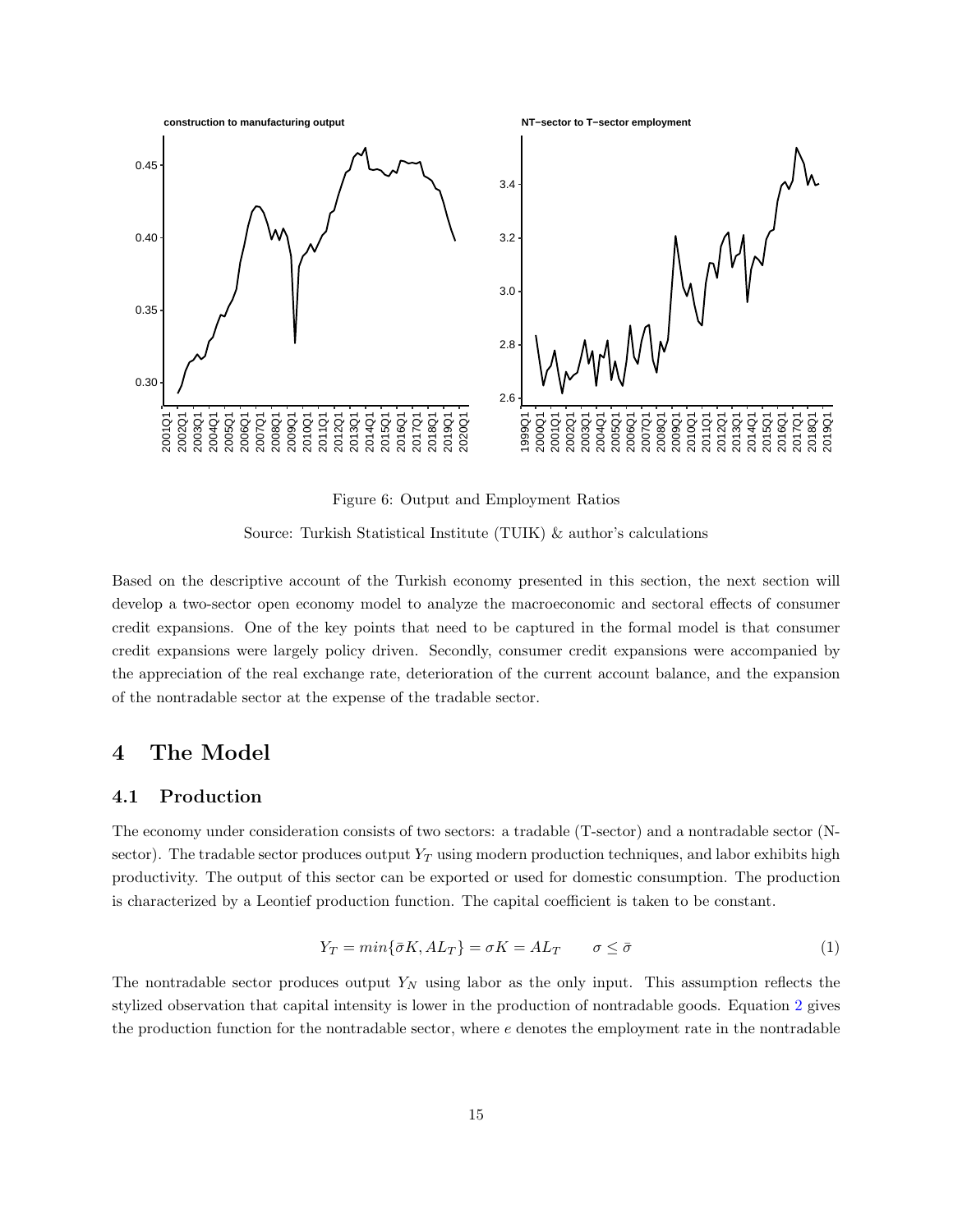Figure 6: Output and Employment Ratios

Source: Turkish Statistical Institute (TUIK) & author's calculations

Based on the descriptive account of the Turkish economy presented in this section, the next section will develop a two-sector open economy model to analyze the macroeconomic and sectoral effects of consumer credit expansions. One of the key points that need to be captured in the formal model is that consumer credit expansions were largely policy driven. Secondly, consumer credit expansions were accompanied by the appreciation of the real exchange rate, deterioration of the current account balance, and the expansion of the nontradable sector at the expense of the tradable sector.

# 4 The Model

## 4.1 Production

The economy under consideration consists of two sectors: a tradable (T-sector) and a nontradable sector (N-sector). The tradable sector produces output $Y_T$ using modern production techniques, and labor exhibits high productivity. The output of this sector can be exported or used for domestic consumption. The production is characterized by a Leontief production function. The capital coefficient is taken to be constant.

$$Y_T = min\{\bar{\sigma}K, AL_T\} = \sigma K = AL_T \qquad \sigma \leq \bar{\sigma} \tag{1}$$

The nontradable sector produces output $Y_N$ using labor as the only input. This assumption reflects the stylized observation that capital intensity is lower in the production of nontradable goods. Equation 2 gives the production function for the nontradable sector, where $e$ denotes the employment rate in the nontradable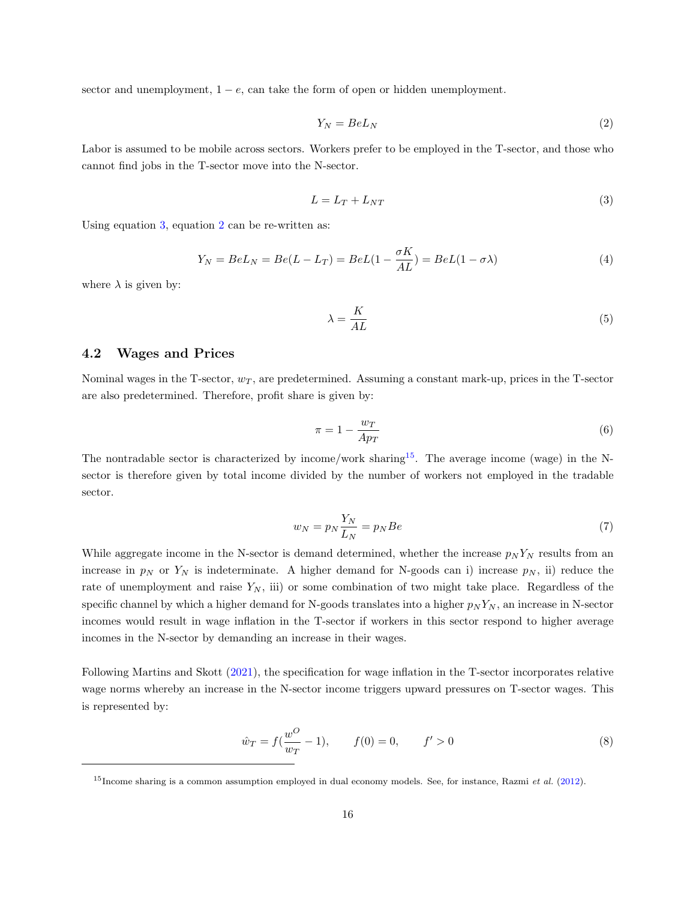sector and unemployment, $1 - e$, can take the form of open or hidden unemployment.

$$Y_N = BeL_N \tag{2}$$

Labor is assumed to be mobile across sectors. Workers prefer to be employed in the T-sector, and those who cannot find jobs in the T-sector move into the N-sector.

$$L = L_T + L_{NT} \tag{3}$$

Using equation 3, equation 2 can be re-written as:

$$Y_N = BeL_N = Be(L - L_T) = BeL(1 - \frac{\sigma K}{AL}) = BeL(1 - \sigma\lambda) \tag{4}$$

where $\lambda$ is given by:

$$\lambda = \frac{K}{AL} \tag{5}$$

## 4.2 Wages and Prices

Nominal wages in the T-sector, $w_T$, are predetermined. Assuming a constant mark-up, prices in the T-sector are also predetermined. Therefore, profit share is given by:

$$\pi = 1 - \frac{w_T}{Ap_T} \tag{6}$$

The nontradable sector is characterized by income/work sharing[15]. The average income (wage) in the N-sector is therefore given by total income divided by the number of workers not employed in the tradable sector.

$$w_N = p_N \frac{Y_N}{L_N} = p_N Be \tag{7}$$

While aggregate income in the N-sector is demand determined, whether the increase $p_N Y_N$ results from an increase in $p_N$ or $Y_N$ is indeterminate. A higher demand for N-goods can i) increase $p_N$, ii) reduce the rate of unemployment and raise $Y_N$, iii) or some combination of two might take place. Regardless of the specific channel by which a higher demand for N-goods translates into a higher $p_N Y_N$, an increase in N-sector incomes would result in wage inflation in the T-sector if workers in this sector respond to higher average incomes in the N-sector by demanding an increase in their wages.

Following Martins and Skott (2021), the specification for wage inflation in the T-sector incorporates relative wage norms whereby an increase in the N-sector income triggers upward pressures on T-sector wages. This is represented by:

$$\hat{w}_T = f(\frac{w^O}{w_T} - 1), \qquad f(0) = 0, \qquad f' > 0 \tag{8}$$

[15] Income sharing is a common assumption employed in dual economy models. See, for instance, Razmi *et al.* (2012).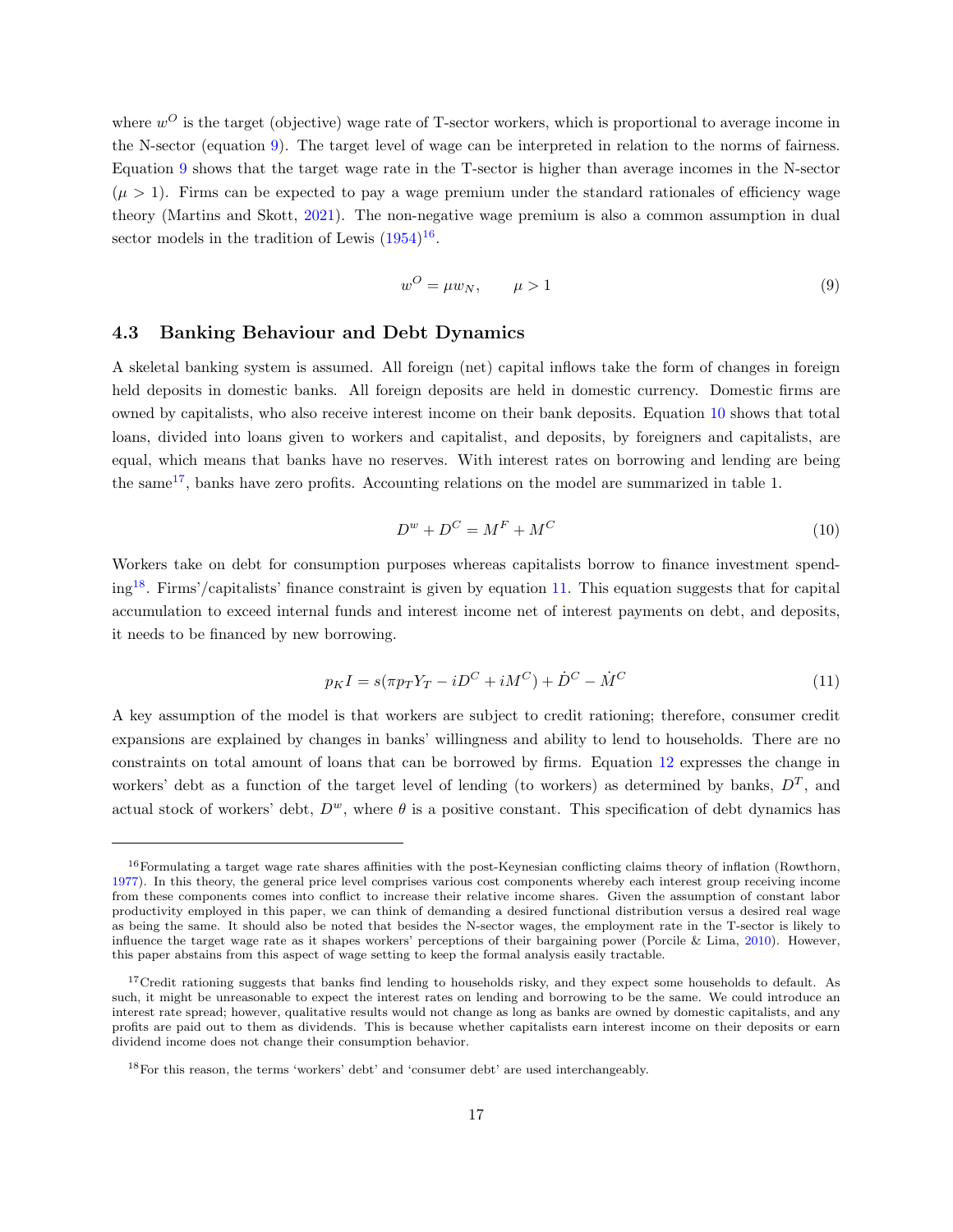where $w^O$ is the target (objective) wage rate of T-sector workers, which is proportional to average income in the N-sector (equation 9). The target level of wage can be interpreted in relation to the norms of fairness. Equation 9 shows that the target wage rate in the T-sector is higher than average incomes in the N-sector ($\mu > 1$). Firms can be expected to pay a wage premium under the standard rationales of efficiency wage theory (Martins and Skott, 2021). The non-negative wage premium is also a common assumption in dual sector models in the tradition of Lewis (1954)[16].

$$w^O = \mu w_N, \qquad \mu > 1 \tag{9}$$

### 4.3 Banking Behaviour and Debt Dynamics

A skeletal banking system is assumed. All foreign (net) capital inflows take the form of changes in foreign held deposits in domestic banks. All foreign deposits are held in domestic currency. Domestic firms are owned by capitalists, who also receive interest income on their bank deposits. Equation 10 shows that total loans, divided into loans given to workers and capitalist, and deposits, by foreigners and capitalists, are equal, which means that banks have no reserves. With interest rates on borrowing and lending are being the same[17], banks have zero profits. Accounting relations on the model are summarized in table 1.

$$D^w + D^C = M^F + M^C \tag{10}$$

Workers take on debt for consumption purposes whereas capitalists borrow to finance investment spending[18]. Firms'/capitalists' finance constraint is given by equation 11. This equation suggests that for capital accumulation to exceed internal funds and interest income net of interest payments on debt, and deposits, it needs to be financed by new borrowing.

$$p_K I = s(\pi p_T Y_T - iD^C + iM^C) + \dot{D}^C - \dot{M}^C \tag{11}$$

A key assumption of the model is that workers are subject to credit rationing; therefore, consumer credit expansions are explained by changes in banks' willingness and ability to lend to households. There are no constraints on total amount of loans that can be borrowed by firms. Equation 12 expresses the change in workers' debt as a function of the target level of lending (to workers) as determined by banks, $D^T$, and actual stock of workers' debt, $D^w$, where $\theta$ is a positive constant. This specification of debt dynamics has

---

[16] Formulating a target wage rate shares affinities with the post-Keynesian conflicting claims theory of inflation (Rowthorn, 1977). In this theory, the general price level comprises various cost components whereby each interest group receiving income from these components comes into conflict to increase their relative income shares. Given the assumption of constant labor productivity employed in this paper, we can think of demanding a desired functional distribution versus a desired real wage as being the same. It should also be noted that besides the N-sector wages, the employment rate in the T-sector is likely to influence the target wage rate as it shapes workers' perceptions of their bargaining power (Porcile & Lima, 2010). However, this paper abstains from this aspect of wage setting to keep the formal analysis easily tractable.

[17] Credit rationing suggests that banks find lending to households risky, and they expect some households to default. As such, it might be unreasonable to expect the interest rates on lending and borrowing to be the same. We could introduce an interest rate spread; however, qualitative results would not change as long as banks are owned by domestic capitalists, and any profits are paid out to them as dividends. This is because whether capitalists earn interest income on their deposits or earn dividend income does not change their consumption behavior.

[18] For this reason, the terms 'workers' debt' and 'consumer debt' are used interchangeably.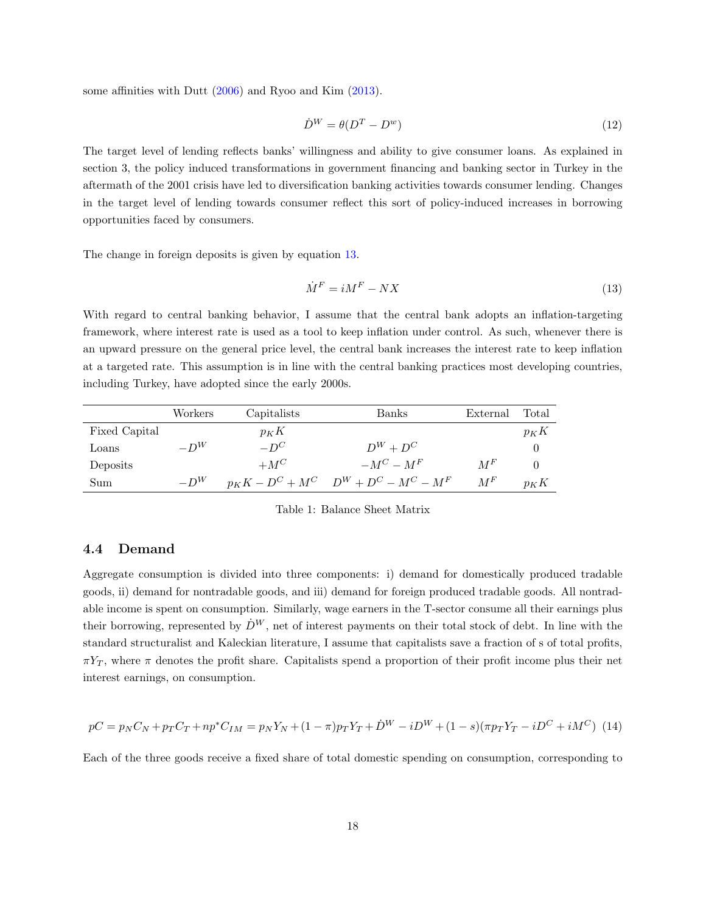some affinities with Dutt (2006) and Ryoo and Kim (2013).

$$\dot{D}^W = \theta(D^T - D^w) \tag{12}$$

The target level of lending reflects banks' willingness and ability to give consumer loans. As explained in section 3, the policy induced transformations in government financing and banking sector in Turkey in the aftermath of the 2001 crisis have led to diversification banking activities towards consumer lending. Changes in the target level of lending towards consumer reflect this sort of policy-induced increases in borrowing opportunities faced by consumers.

The change in foreign deposits is given by equation 13.

$$\dot{M}^F = iM^F - NX \tag{13}$$

With regard to central banking behavior, I assume that the central bank adopts an inflation-targeting framework, where interest rate is used as a tool to keep inflation under control. As such, whenever there is an upward pressure on the general price level, the central bank increases the interest rate to keep inflation at a targeted rate. This assumption is in line with the central banking practices most developing countries, including Turkey, have adopted since the early 2000s.

| | Workers | Capitalists | Banks | External | Total |
|---|---|---|---|---|---|
| Fixed Capital | | $p_K K$ | | | $p_K K$ |
| Loans | $-D^W$ | $-D^C$ | $D^W + D^C$ | | 0 |
| Deposits | | $+M^C$ | $-M^C - M^F$ | $M^F$ | 0 |
| Sum | $-D^W$ | $p_K K - D^C + M^C$ | $D^W + D^C - M^C - M^F$ | $M^F$ | $p_K K$ |

Table 1: Balance Sheet Matrix

### 4.4 Demand

Aggregate consumption is divided into three components: i) demand for domestically produced tradable goods, ii) demand for nontradable goods, and iii) demand for foreign produced tradable goods. All nontradable income is spent on consumption. Similarly, wage earners in the T-sector consume all their earnings plus their borrowing, represented by $\dot{D}^W$, net of interest payments on their total stock of debt. In line with the standard structuralist and Kaleckian literature, I assume that capitalists save a fraction of s of total profits, $\pi Y_T$, where $\pi$ denotes the profit share. Capitalists spend a proportion of their profit income plus their net interest earnings, on consumption.

$$pC = p_N C_N + p_T C_T + np^* C_{IM} = p_N Y_N + (1-\pi)p_T Y_T + \dot{D}^W - iD^W + (1-s)(\pi p_T Y_T - iD^C + iM^C) \tag{14}$$

Each of the three goods receive a fixed share of total domestic spending on consumption, corresponding to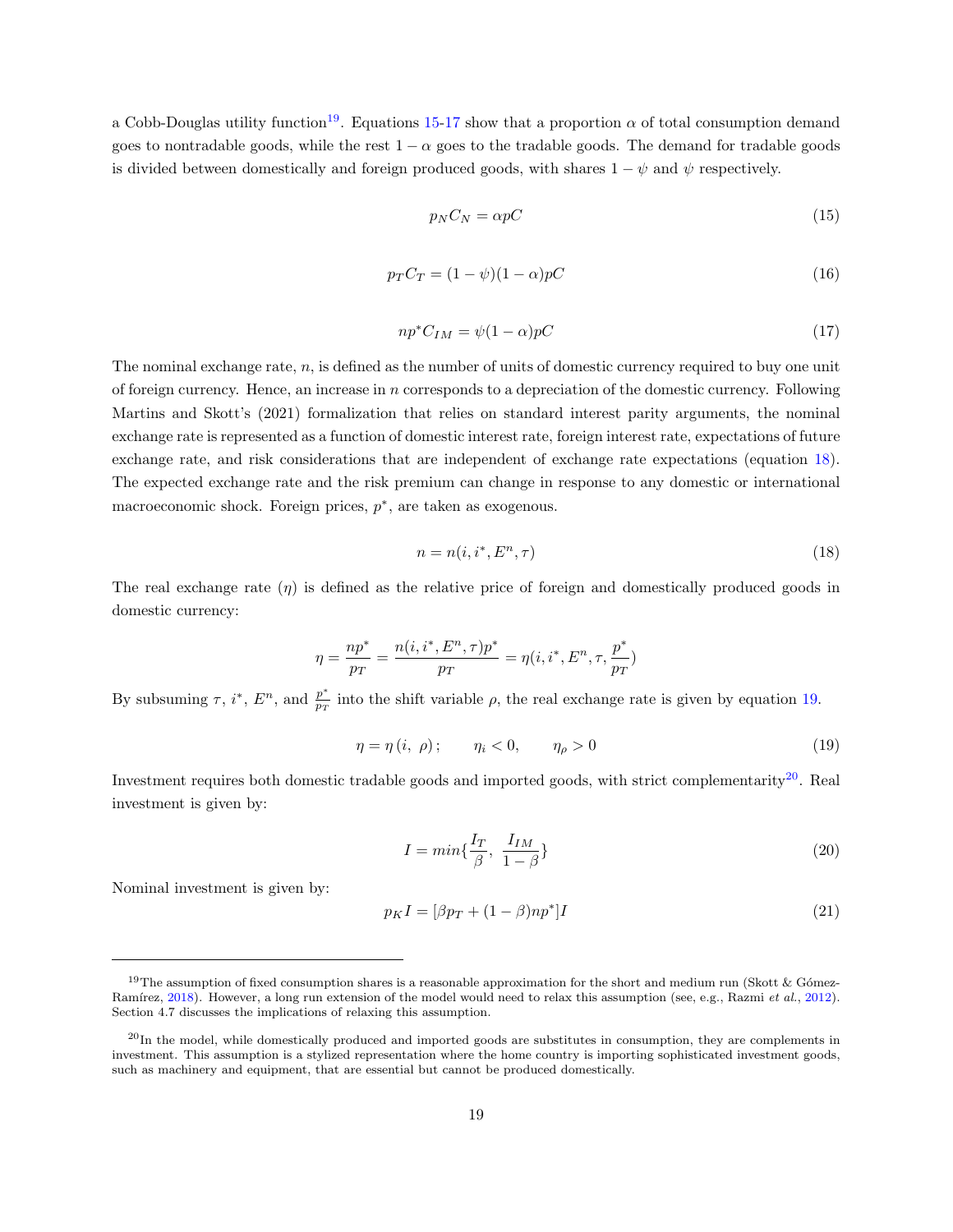a Cobb-Douglas utility function[19]. Equations 15-17 show that a proportion $\alpha$ of total consumption demand goes to nontradable goods, while the rest $1-\alpha$ goes to the tradable goods. The demand for tradable goods is divided between domestically and foreign produced goods, with shares $1-\psi$ and $\psi$ respectively.

$$p_N C_N = \alpha p C \tag{15}$$

$$p_T C_T = (1-\psi)(1-\alpha)pC \tag{16}$$

$$np^* C_{IM} = \psi(1-\alpha)pC \tag{17}$$

The nominal exchange rate, $n$, is defined as the number of units of domestic currency required to buy one unit of foreign currency. Hence, an increase in $n$ corresponds to a depreciation of the domestic currency. Following Martins and Skott's (2021) formalization that relies on standard interest parity arguments, the nominal exchange rate is represented as a function of domestic interest rate, foreign interest rate, expectations of future exchange rate, and risk considerations that are independent of exchange rate expectations (equation 18). The expected exchange rate and the risk premium can change in response to any domestic or international macroeconomic shock. Foreign prices, $p^*$, are taken as exogenous.

$$n = n(i, i^*, E^n, \tau) \tag{18}$$

The real exchange rate ($\eta$) is defined as the relative price of foreign and domestically produced goods in domestic currency:

$$\eta = \frac{np^*}{p_T} = \frac{n(i, i^*, E^n, \tau)p^*}{p_T} = \eta(i, i^*, E^n, \tau, \frac{p^*}{p_T})$$

By subsuming $\tau$, $i^*$, $E^n$, and $\frac{p^*}{p_T}$ into the shift variable $\rho$, the real exchange rate is given by equation 19.

$$\eta = \eta\,(i,\ \rho)\,; \qquad \eta_i < 0, \qquad \eta_\rho > 0 \tag{19}$$

Investment requires both domestic tradable goods and imported goods, with strict complementarity[20]. Real investment is given by:

$$I = min\{\frac{I_T}{\beta},\ \frac{I_{IM}}{1-\beta}\} \tag{20}$$

Nominal investment is given by:

$$p_K I = [\beta p_T + (1-\beta)np^*]I \tag{21}$$

---

[19] The assumption of fixed consumption shares is a reasonable approximation for the short and medium run (Skott & Gómez-Ramírez, 2018). However, a long run extension of the model would need to relax this assumption (see, e.g., Razmi *et al.*, 2012). Section 4.7 discusses the implications of relaxing this assumption.

[20] In the model, while domestically produced and imported goods are substitutes in consumption, they are complements in investment. This assumption is a stylized representation where the home country is importing sophisticated investment goods, such as machinery and equipment, that are essential but cannot be produced domestically.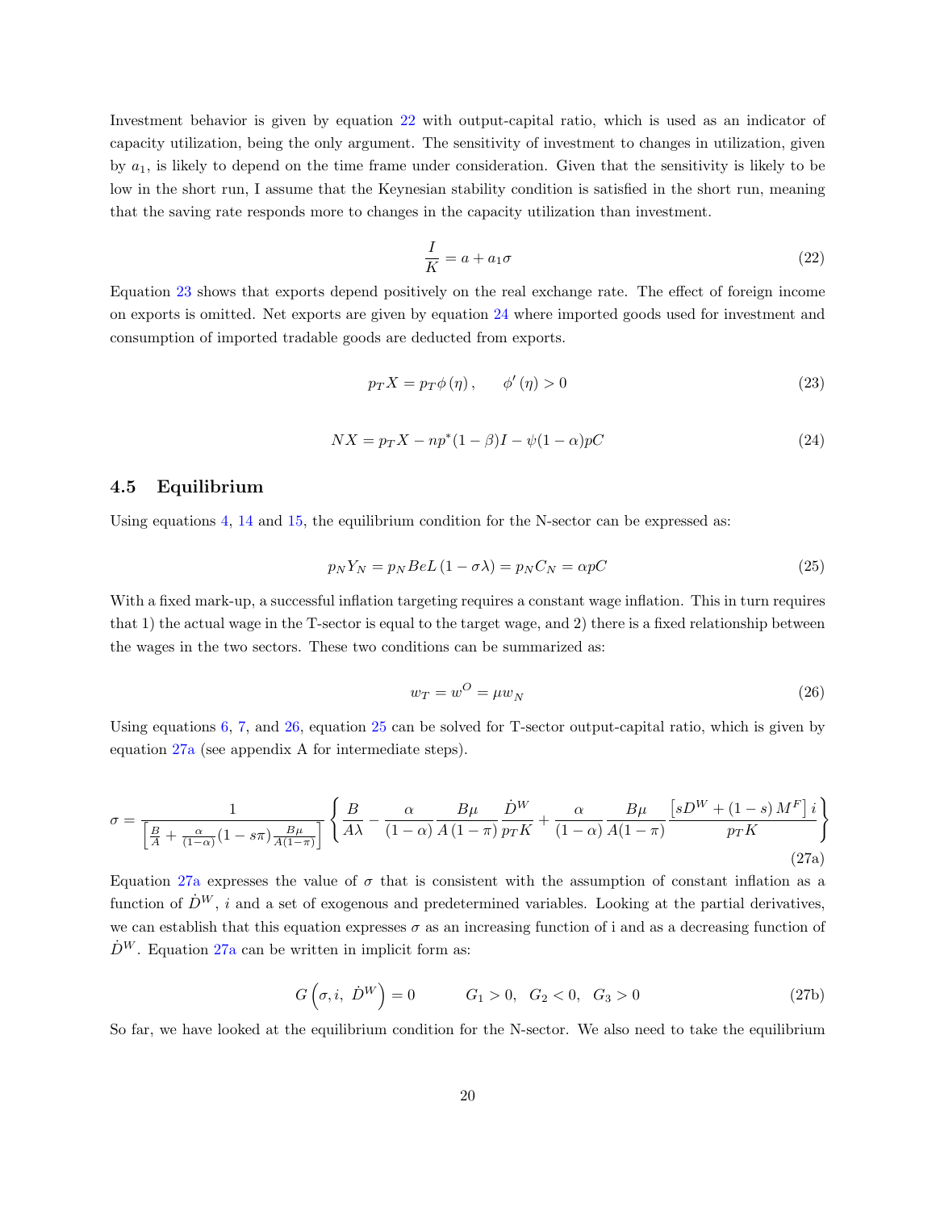Investment behavior is given by equation 22 with output-capital ratio, which is used as an indicator of capacity utilization, being the only argument. The sensitivity of investment to changes in utilization, given by $a_1$, is likely to depend on the time frame under consideration. Given that the sensitivity is likely to be low in the short run, I assume that the Keynesian stability condition is satisfied in the short run, meaning that the saving rate responds more to changes in the capacity utilization than investment.

$$\frac{I}{K} = a + a_1\sigma \tag{22}$$

Equation 23 shows that exports depend positively on the real exchange rate. The effect of foreign income on exports is omitted. Net exports are given by equation 24 where imported goods used for investment and consumption of imported tradable goods are deducted from exports.

$$p_T X = p_T \phi(\eta), \qquad \phi'(\eta) > 0 \tag{23}$$

$$NX = p_T X - np^*(1-\beta)I - \psi(1-\alpha)pC \tag{24}$$

## 4.5 Equilibrium

Using equations 4, 14 and 15, the equilibrium condition for the N-sector can be expressed as:

$$p_N Y_N = p_N BeL(1-\sigma\lambda) = p_N C_N = \alpha pC \tag{25}$$

With a fixed mark-up, a successful inflation targeting requires a constant wage inflation. This in turn requires that 1) the actual wage in the T-sector is equal to the target wage, and 2) there is a fixed relationship between the wages in the two sectors. These two conditions can be summarized as:

$$w_T = w^O = \mu w_N \tag{26}$$

Using equations 6, 7, and 26, equation 25 can be solved for T-sector output-capital ratio, which is given by equation 27a (see appendix A for intermediate steps).

$$\sigma = \frac{1}{\left[\frac{B}{A} + \frac{\alpha}{(1-\alpha)}(1-s\pi)\frac{B\mu}{A(1-\pi)}\right]} \left\{ \frac{B}{A\lambda} - \frac{\alpha}{(1-\alpha)} \frac{B\mu}{A(1-\pi)} \frac{\dot{D}^W}{p_T K} + \frac{\alpha}{(1-\alpha)} \frac{B\mu}{A(1-\pi)} \frac{\left[sD^W + (1-s)M^F\right] i}{p_T K} \right\} \tag{27a}$$

Equation 27a expresses the value of $\sigma$ that is consistent with the assumption of constant inflation as a function of $\dot{D}^W$, $i$ and a set of exogenous and predetermined variables. Looking at the partial derivatives, we can establish that this equation expresses $\sigma$ as an increasing function of i and as a decreasing function of $\dot{D}^W$. Equation 27a can be written in implicit form as:

$$G\left(\sigma, i,\ \dot{D}^W\right) = 0 \qquad G_1 > 0, \quad G_2 < 0, \quad G_3 > 0 \tag{27b}$$

So far, we have looked at the equilibrium condition for the N-sector. We also need to take the equilibrium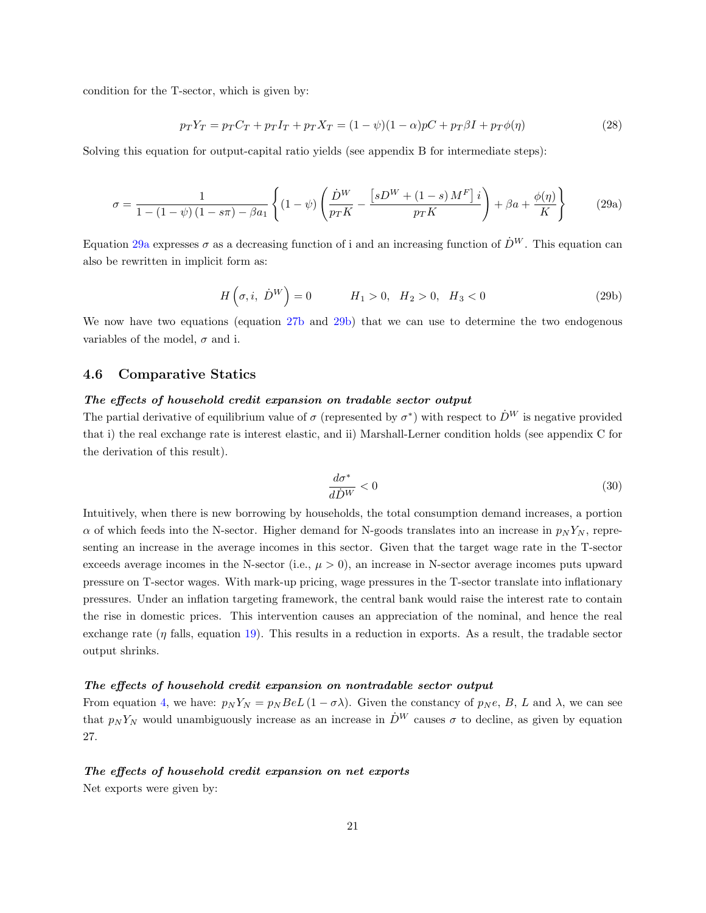condition for the T-sector, which is given by:

$$p_T Y_T = p_T C_T + p_T I_T + p_T X_T = (1-\psi)(1-\alpha)pC + p_T \beta I + p_T \phi(\eta) \tag{28}$$

Solving this equation for output-capital ratio yields (see appendix B for intermediate steps):

$$\sigma = \frac{1}{1-(1-\psi)(1-s\pi)-\beta a_1}\left\{(1-\psi)\left(\frac{\dot{D}^W}{p_T K} - \frac{\left[sD^W + (1-s)M^F\right]i}{p_T K}\right) + \beta a + \frac{\phi(\eta)}{K}\right\} \tag{29a}$$

Equation 29a expresses $\sigma$ as a decreasing function of i and an increasing function of $\dot{D}^W$. This equation can also be rewritten in implicit form as:

$$H\left(\sigma, i,\ \dot{D}^W\right) = 0 \qquad H_1 > 0, \quad H_2 > 0, \quad H_3 < 0 \tag{29b}$$

We now have two equations (equation 27b and 29b) that we can use to determine the two endogenous variables of the model, $\sigma$ and i.

### 4.6 Comparative Statics

***The effects of household credit expansion on tradable sector output***

The partial derivative of equilibrium value of $\sigma$ (represented by $\sigma^*$) with respect to $\dot{D}^W$ is negative provided that i) the real exchange rate is interest elastic, and ii) Marshall-Lerner condition holds (see appendix C for the derivation of this result).

$$\frac{d\sigma^*}{d\dot{D}^W} < 0 \tag{30}$$

Intuitively, when there is new borrowing by households, the total consumption demand increases, a portion $\alpha$ of which feeds into the N-sector. Higher demand for N-goods translates into an increase in $p_N Y_N$, representing an increase in the average incomes in this sector. Given that the target wage rate in the T-sector exceeds average incomes in the N-sector (i.e., $\mu > 0$), an increase in N-sector average incomes puts upward pressure on T-sector wages. With mark-up pricing, wage pressures in the T-sector translate into inflationary pressures. Under an inflation targeting framework, the central bank would raise the interest rate to contain the rise in domestic prices. This intervention causes an appreciation of the nominal, and hence the real exchange rate ($\eta$ falls, equation 19). This results in a reduction in exports. As a result, the tradable sector output shrinks.

***The effects of household credit expansion on nontradable sector output***

From equation 4, we have: $p_N Y_N = p_N BeL(1-\sigma\lambda)$. Given the constancy of $p_N e$, $B$, $L$ and $\lambda$, we can see that $p_N Y_N$ would unambiguously increase as an increase in $\dot{D}^W$ causes $\sigma$ to decline, as given by equation 27.

***The effects of household credit expansion on net exports***

Net exports were given by: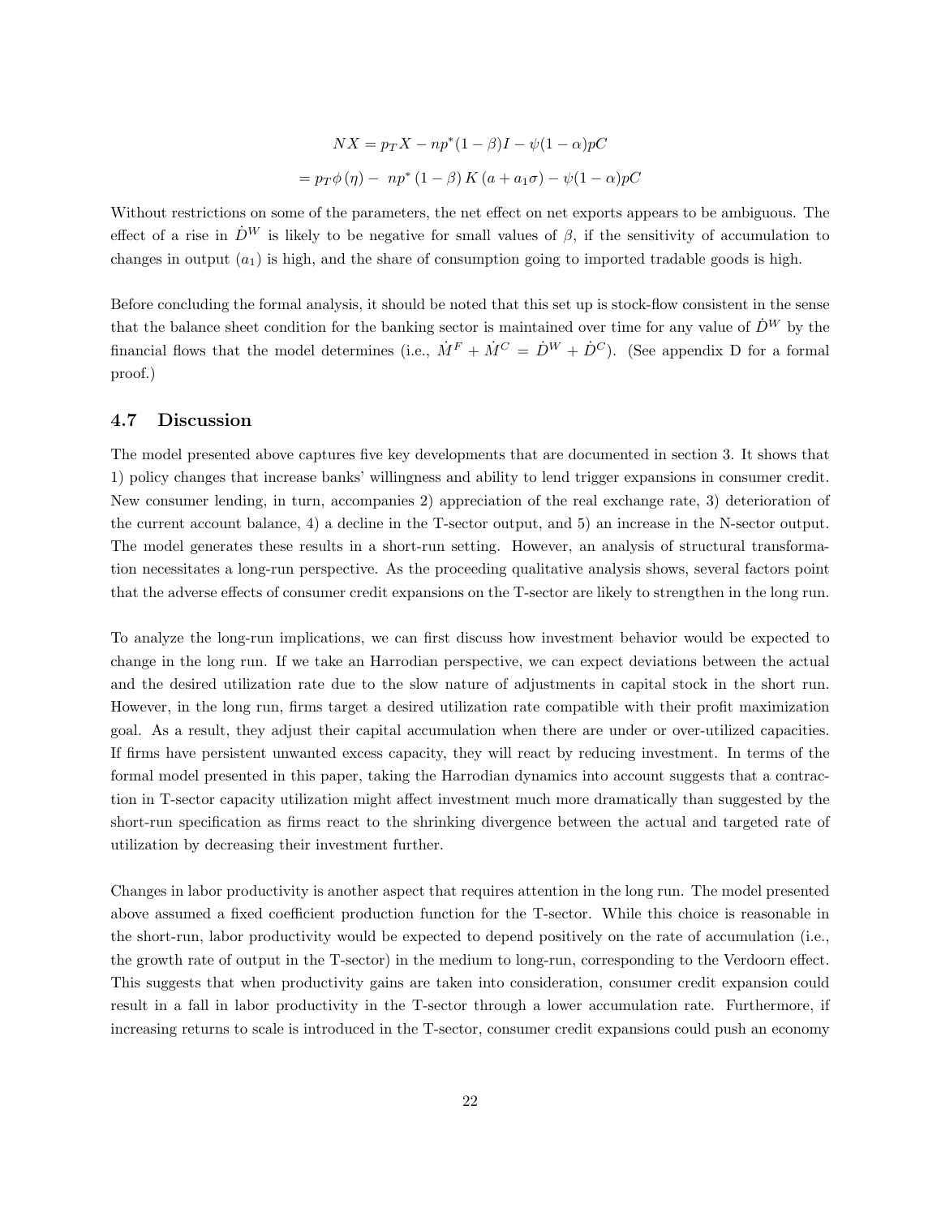$$NX = p_T X - np^*(1-\beta)I - \psi(1-\alpha)pC$$

$$= p_T \phi(\eta) - \; np^*(1-\beta) K (a + a_1\sigma) - \psi(1-\alpha)pC$$

Without restrictions on some of the parameters, the net effect on net exports appears to be ambiguous. The effect of a rise in $\dot{D}^W$ is likely to be negative for small values of $\beta$, if the sensitivity of accumulation to changes in output ($a_1$) is high, and the share of consumption going to imported tradable goods is high.

Before concluding the formal analysis, it should be noted that this set up is stock-flow consistent in the sense that the balance sheet condition for the banking sector is maintained over time for any value of $\dot{D}^W$ by the financial flows that the model determines (i.e., $\dot{M}^F + \dot{M}^C = \dot{D}^W + \dot{D}^C$). (See appendix D for a formal proof.)

### 4.7 Discussion

The model presented above captures five key developments that are documented in section 3. It shows that 1) policy changes that increase banks' willingness and ability to lend trigger expansions in consumer credit. New consumer lending, in turn, accompanies 2) appreciation of the real exchange rate, 3) deterioration of the current account balance, 4) a decline in the T-sector output, and 5) an increase in the N-sector output. The model generates these results in a short-run setting. However, an analysis of structural transformation necessitates a long-run perspective. As the proceeding qualitative analysis shows, several factors point that the adverse effects of consumer credit expansions on the T-sector are likely to strengthen in the long run.

To analyze the long-run implications, we can first discuss how investment behavior would be expected to change in the long run. If we take an Harrodian perspective, we can expect deviations between the actual and the desired utilization rate due to the slow nature of adjustments in capital stock in the short run. However, in the long run, firms target a desired utilization rate compatible with their profit maximization goal. As a result, they adjust their capital accumulation when there are under or over-utilized capacities. If firms have persistent unwanted excess capacity, they will react by reducing investment. In terms of the formal model presented in this paper, taking the Harrodian dynamics into account suggests that a contraction in T-sector capacity utilization might affect investment much more dramatically than suggested by the short-run specification as firms react to the shrinking divergence between the actual and targeted rate of utilization by decreasing their investment further.

Changes in labor productivity is another aspect that requires attention in the long run. The model presented above assumed a fixed coefficient production function for the T-sector. While this choice is reasonable in the short-run, labor productivity would be expected to depend positively on the rate of accumulation (i.e., the growth rate of output in the T-sector) in the medium to long-run, corresponding to the Verdoorn effect. This suggests that when productivity gains are taken into consideration, consumer credit expansion could result in a fall in labor productivity in the T-sector through a lower accumulation rate. Furthermore, if increasing returns to scale is introduced in the T-sector, consumer credit expansions could push an economy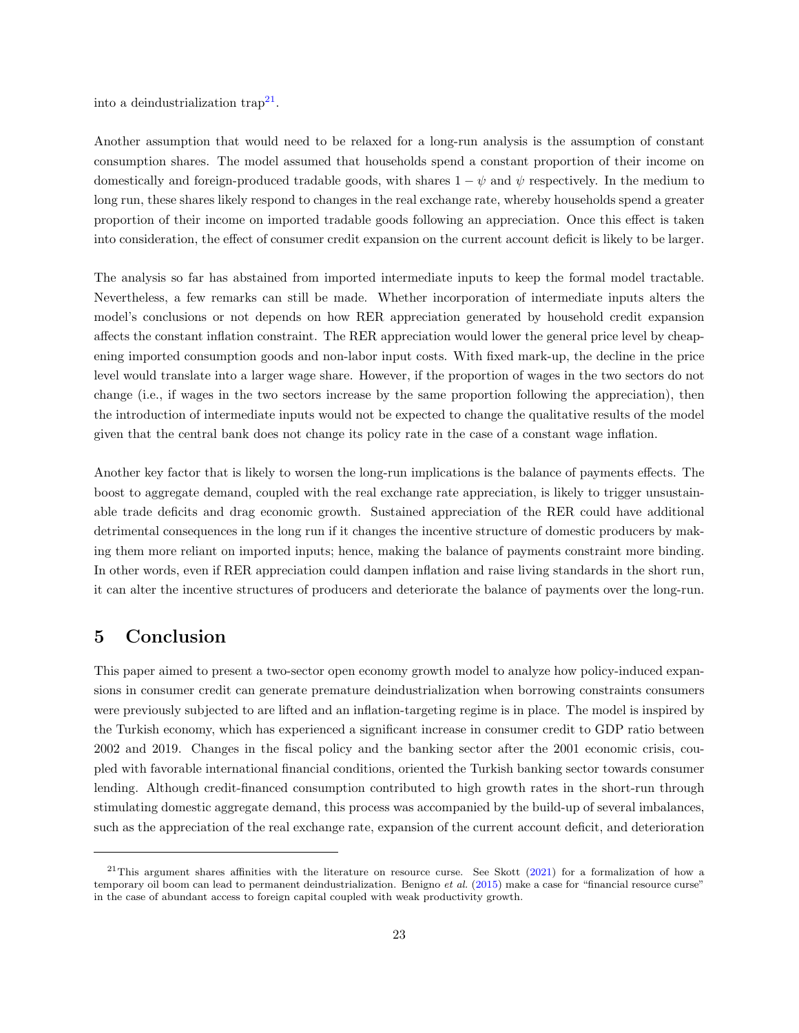into a deindustrialization trap[21].

Another assumption that would need to be relaxed for a long-run analysis is the assumption of constant consumption shares. The model assumed that households spend a constant proportion of their income on domestically and foreign-produced tradable goods, with shares $1 - \psi$ and $\psi$ respectively. In the medium to long run, these shares likely respond to changes in the real exchange rate, whereby households spend a greater proportion of their income on imported tradable goods following an appreciation. Once this effect is taken into consideration, the effect of consumer credit expansion on the current account deficit is likely to be larger.

The analysis so far has abstained from imported intermediate inputs to keep the formal model tractable. Nevertheless, a few remarks can still be made. Whether incorporation of intermediate inputs alters the model's conclusions or not depends on how RER appreciation generated by household credit expansion affects the constant inflation constraint. The RER appreciation would lower the general price level by cheapening imported consumption goods and non-labor input costs. With fixed mark-up, the decline in the price level would translate into a larger wage share. However, if the proportion of wages in the two sectors do not change (i.e., if wages in the two sectors increase by the same proportion following the appreciation), then the introduction of intermediate inputs would not be expected to change the qualitative results of the model given that the central bank does not change its policy rate in the case of a constant wage inflation.

Another key factor that is likely to worsen the long-run implications is the balance of payments effects. The boost to aggregate demand, coupled with the real exchange rate appreciation, is likely to trigger unsustainable trade deficits and drag economic growth. Sustained appreciation of the RER could have additional detrimental consequences in the long run if it changes the incentive structure of domestic producers by making them more reliant on imported inputs; hence, making the balance of payments constraint more binding. In other words, even if RER appreciation could dampen inflation and raise living standards in the short run, it can alter the incentive structures of producers and deteriorate the balance of payments over the long-run.

# 5 Conclusion

This paper aimed to present a two-sector open economy growth model to analyze how policy-induced expansions in consumer credit can generate premature deindustrialization when borrowing constraints consumers were previously subjected to are lifted and an inflation-targeting regime is in place. The model is inspired by the Turkish economy, which has experienced a significant increase in consumer credit to GDP ratio between 2002 and 2019. Changes in the fiscal policy and the banking sector after the 2001 economic crisis, coupled with favorable international financial conditions, oriented the Turkish banking sector towards consumer lending. Although credit-financed consumption contributed to high growth rates in the short-run through stimulating domestic aggregate demand, this process was accompanied by the build-up of several imbalances, such as the appreciation of the real exchange rate, expansion of the current account deficit, and deterioration

[21] This argument shares affinities with the literature on resource curse. See Skott (2021) for a formalization of how a temporary oil boom can lead to permanent deindustrialization. Benigno *et al.* (2015) make a case for "financial resource curse" in the case of abundant access to foreign capital coupled with weak productivity growth.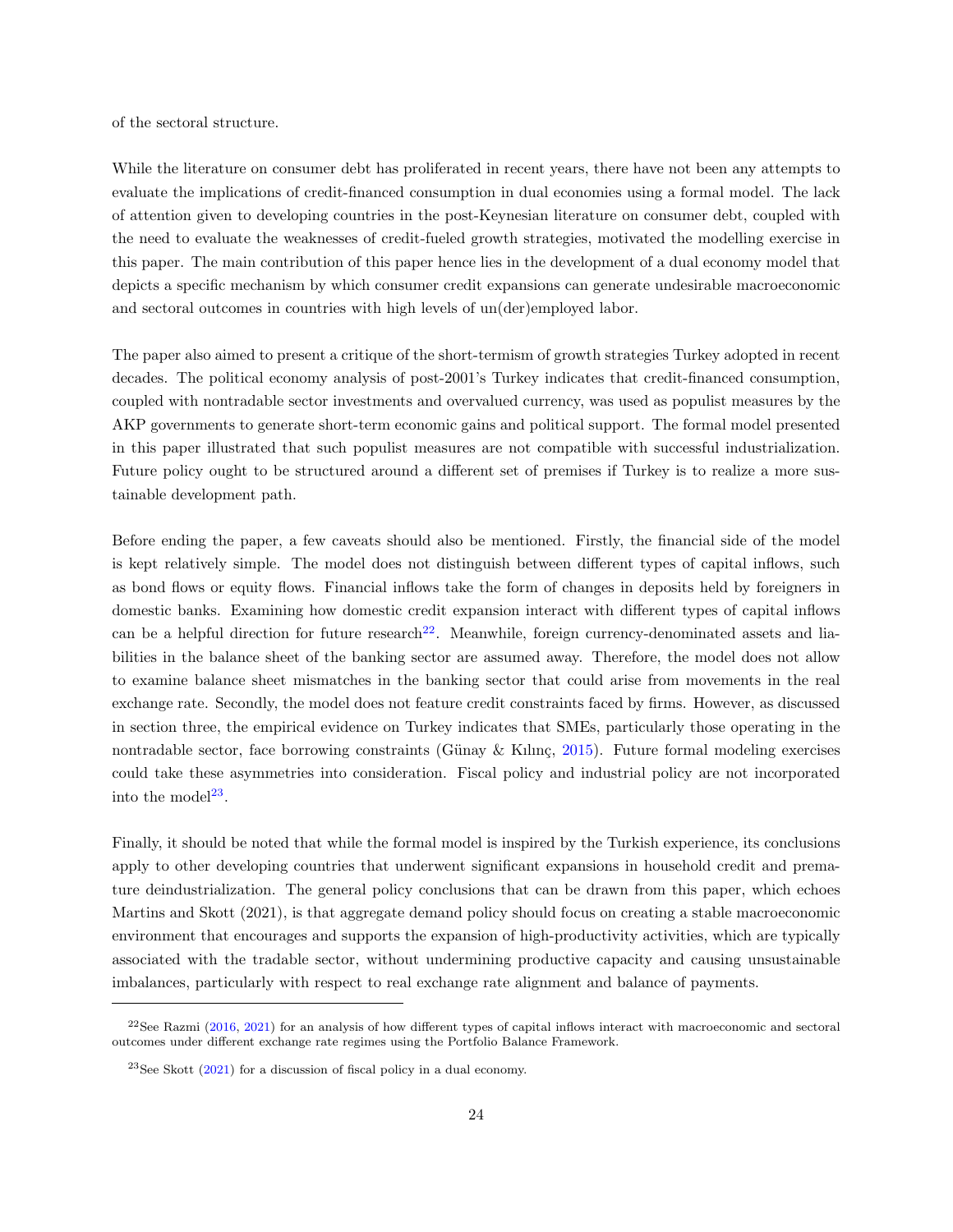of the sectoral structure.

While the literature on consumer debt has proliferated in recent years, there have not been any attempts to evaluate the implications of credit-financed consumption in dual economies using a formal model. The lack of attention given to developing countries in the post-Keynesian literature on consumer debt, coupled with the need to evaluate the weaknesses of credit-fueled growth strategies, motivated the modelling exercise in this paper. The main contribution of this paper hence lies in the development of a dual economy model that depicts a specific mechanism by which consumer credit expansions can generate undesirable macroeconomic and sectoral outcomes in countries with high levels of un(der)employed labor.

The paper also aimed to present a critique of the short-termism of growth strategies Turkey adopted in recent decades. The political economy analysis of post-2001's Turkey indicates that credit-financed consumption, coupled with nontradable sector investments and overvalued currency, was used as populist measures by the AKP governments to generate short-term economic gains and political support. The formal model presented in this paper illustrated that such populist measures are not compatible with successful industrialization. Future policy ought to be structured around a different set of premises if Turkey is to realize a more sustainable development path.

Before ending the paper, a few caveats should also be mentioned. Firstly, the financial side of the model is kept relatively simple. The model does not distinguish between different types of capital inflows, such as bond flows or equity flows. Financial inflows take the form of changes in deposits held by foreigners in domestic banks. Examining how domestic credit expansion interact with different types of capital inflows can be a helpful direction for future research[22]. Meanwhile, foreign currency-denominated assets and liabilities in the balance sheet of the banking sector are assumed away. Therefore, the model does not allow to examine balance sheet mismatches in the banking sector that could arise from movements in the real exchange rate. Secondly, the model does not feature credit constraints faced by firms. However, as discussed in section three, the empirical evidence on Turkey indicates that SMEs, particularly those operating in the nontradable sector, face borrowing constraints (Günay & Kılınç, 2015). Future formal modeling exercises could take these asymmetries into consideration. Fiscal policy and industrial policy are not incorporated into the model[23].

Finally, it should be noted that while the formal model is inspired by the Turkish experience, its conclusions apply to other developing countries that underwent significant expansions in household credit and premature deindustrialization. The general policy conclusions that can be drawn from this paper, which echoes Martins and Skott (2021), is that aggregate demand policy should focus on creating a stable macroeconomic environment that encourages and supports the expansion of high-productivity activities, which are typically associated with the tradable sector, without undermining productive capacity and causing unsustainable imbalances, particularly with respect to real exchange rate alignment and balance of payments.

[22] See Razmi (2016, 2021) for an analysis of how different types of capital inflows interact with macroeconomic and sectoral outcomes under different exchange rate regimes using the Portfolio Balance Framework.

[23] See Skott (2021) for a discussion of fiscal policy in a dual economy.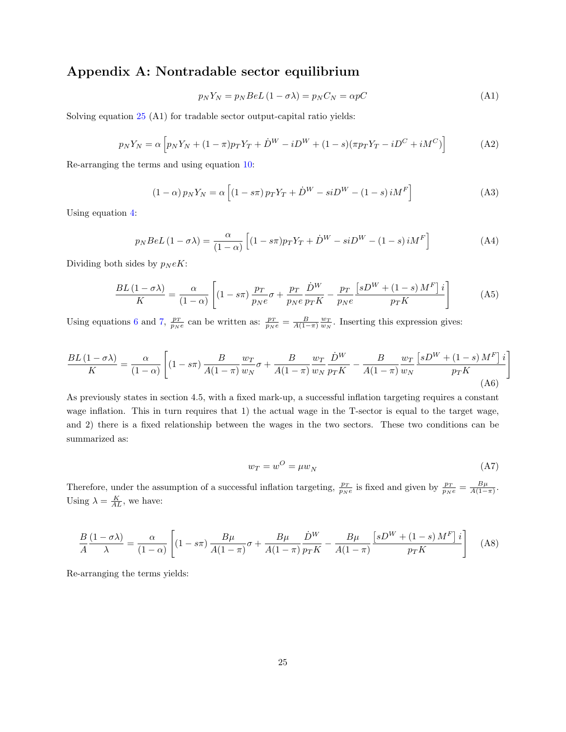# Appendix A: Nontradable sector equilibrium

$$p_N Y_N = p_N BeL(1-\sigma\lambda) = p_N C_N = \alpha pC \tag{A1}$$

Solving equation 25 (A1) for tradable sector output-capital ratio yields:

$$p_N Y_N = \alpha \left[ p_N Y_N + (1-\pi) p_T Y_T + \dot{D}^W - iD^W + (1-s)(\pi p_T Y_T - iD^C + iM^C) \right] \tag{A2}$$

Re-arranging the terms and using equation 10:

$$(1-\alpha) p_N Y_N = \alpha \left[ (1-s\pi) p_T Y_T + \dot{D}^W - siD^W - (1-s) iM^F \right] \tag{A3}$$

Using equation 4:

$$p_N BeL(1-\sigma\lambda) = \frac{\alpha}{(1-\alpha)} \left[ (1-s\pi) p_T Y_T + \dot{D}^W - siD^W - (1-s) iM^F \right] \tag{A4}$$

Dividing both sides by $p_N eK$:

$$\frac{BL(1-\sigma\lambda)}{K} = \frac{\alpha}{(1-\alpha)} \left[ (1-s\pi) \frac{p_T}{p_N e} \sigma + \frac{p_T}{p_N e} \frac{\dot{D}^W}{p_T K} - \frac{p_T}{p_N e} \frac{\left[ sD^W + (1-s) M^F \right] i}{p_T K} \right] \tag{A5}$$

Using equations 6 and 7, $\frac{p_T}{p_N e}$ can be written as: $\frac{p_T}{p_N e} = \frac{B}{A(1-\pi)} \frac{w_T}{w_N}$. Inserting this expression gives:

$$\frac{BL(1-\sigma\lambda)}{K} = \frac{\alpha}{(1-\alpha)} \left[ (1-s\pi) \frac{B}{A(1-\pi)} \frac{w_T}{w_N} \sigma + \frac{B}{A(1-\pi)} \frac{w_T}{w_N} \frac{\dot{D}^W}{p_T K} - \frac{B}{A(1-\pi)} \frac{w_T}{w_N} \frac{\left[ sD^W + (1-s) M^F \right] i}{p_T K} \right] \tag{A6}$$

As previously states in section 4.5, with a fixed mark-up, a successful inflation targeting requires a constant wage inflation. This in turn requires that 1) the actual wage in the T-sector is equal to the target wage, and 2) there is a fixed relationship between the wages in the two sectors. These two conditions can be summarized as:

$$w_T = w^O = \mu w_N \tag{A7}$$

Therefore, under the assumption of a successful inflation targeting, $\frac{p_T}{p_N e}$ is fixed and given by $\frac{p_T}{p_N e} = \frac{B\mu}{A(1-\pi)}$. Using $\lambda = \frac{K}{AL}$, we have:

$$\frac{B}{A} \frac{(1-\sigma\lambda)}{\lambda} = \frac{\alpha}{(1-\alpha)} \left[ (1-s\pi) \frac{B\mu}{A(1-\pi)} \sigma + \frac{B\mu}{A(1-\pi)} \frac{\dot{D}^W}{p_T K} - \frac{B\mu}{A(1-\pi)} \frac{\left[ sD^W + (1-s) M^F \right] i}{p_T K} \right] \tag{A8}$$

Re-arranging the terms yields: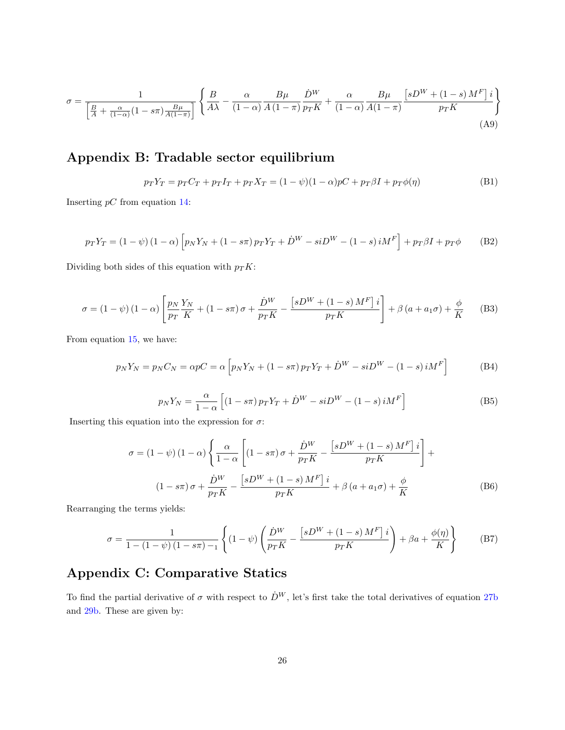$$\sigma = \frac{1}{\left[\frac{B}{A} + \frac{\alpha}{(1-\alpha)}(1-s\pi)\frac{B\mu}{A(1-\pi)}\right]} \left\{ \frac{B}{A\lambda} - \frac{\alpha}{(1-\alpha)} \frac{B\mu}{A(1-\pi)} \frac{\dot{D}^W}{p_T K} + \frac{\alpha}{(1-\alpha)} \frac{B\mu}{A(1-\pi)} \frac{\left[sD^W + (1-s)M^F\right] i}{p_T K} \right\} \tag{A9}$$

## Appendix B: Tradable sector equilibrium

$$p_T Y_T = p_T C_T + p_T I_T + p_T X_T = (1-\psi)(1-\alpha)pC + p_T \beta I + p_T \phi(\eta) \tag{B1}$$

Inserting $pC$ from equation 14:

$$p_T Y_T = (1-\psi)(1-\alpha)\left[p_N Y_N + (1-s\pi)p_T Y_T + \dot{D}^W - siD^W - (1-s)iM^F\right] + p_T \beta I + p_T \phi \tag{B2}$$

Dividing both sides of this equation with $p_T K$:

$$\sigma = (1-\psi)(1-\alpha)\left[\frac{p_N}{p_T}\frac{Y_N}{K} + (1-s\pi)\sigma + \frac{\dot{D}^W}{p_T K} - \frac{\left[sD^W + (1-s)M^F\right] i}{p_T K}\right] + \beta(a + a_1\sigma) + \frac{\phi}{K} \tag{B3}$$

From equation 15, we have:

$$p_N Y_N = p_N C_N = \alpha pC = \alpha\left[p_N Y_N + (1-s\pi)p_T Y_T + \dot{D}^W - siD^W - (1-s)iM^F\right] \tag{B4}$$

$$p_N Y_N = \frac{\alpha}{1-\alpha}\left[(1-s\pi)p_T Y_T + \dot{D}^W - siD^W - (1-s)iM^F\right] \tag{B5}$$

Inserting this equation into the expression for $\sigma$:

$$\begin{aligned}
\sigma = (1-\psi)(1-\alpha)\Bigg\{ &\frac{\alpha}{1-\alpha}\left[(1-s\pi)\sigma + \frac{\dot{D}^W}{p_T K} - \frac{\left[sD^W + (1-s)M^F\right] i}{p_T K}\right] + \\
&(1-s\pi)\sigma + \frac{\dot{D}^W}{p_T K} - \frac{\left[sD^W + (1-s)M^F\right] i}{p_T K} + \beta(a + a_1\sigma) + \frac{\phi}{K}
\end{aligned} \tag{B6}$$

Rearranging the terms yields:

$$\sigma = \frac{1}{1-(1-\psi)(1-s\pi)-_1}\left\{(1-\psi)\left(\frac{\dot{D}^W}{p_T K} - \frac{\left[sD^W + (1-s)M^F\right] i}{p_T K}\right) + \beta a + \frac{\phi(\eta)}{K}\right\} \tag{B7}$$

## Appendix C: Comparative Statics

To find the partial derivative of $\sigma$ with respect to $\dot{D}^W$, let's first take the total derivatives of equation 27b and 29b. These are given by: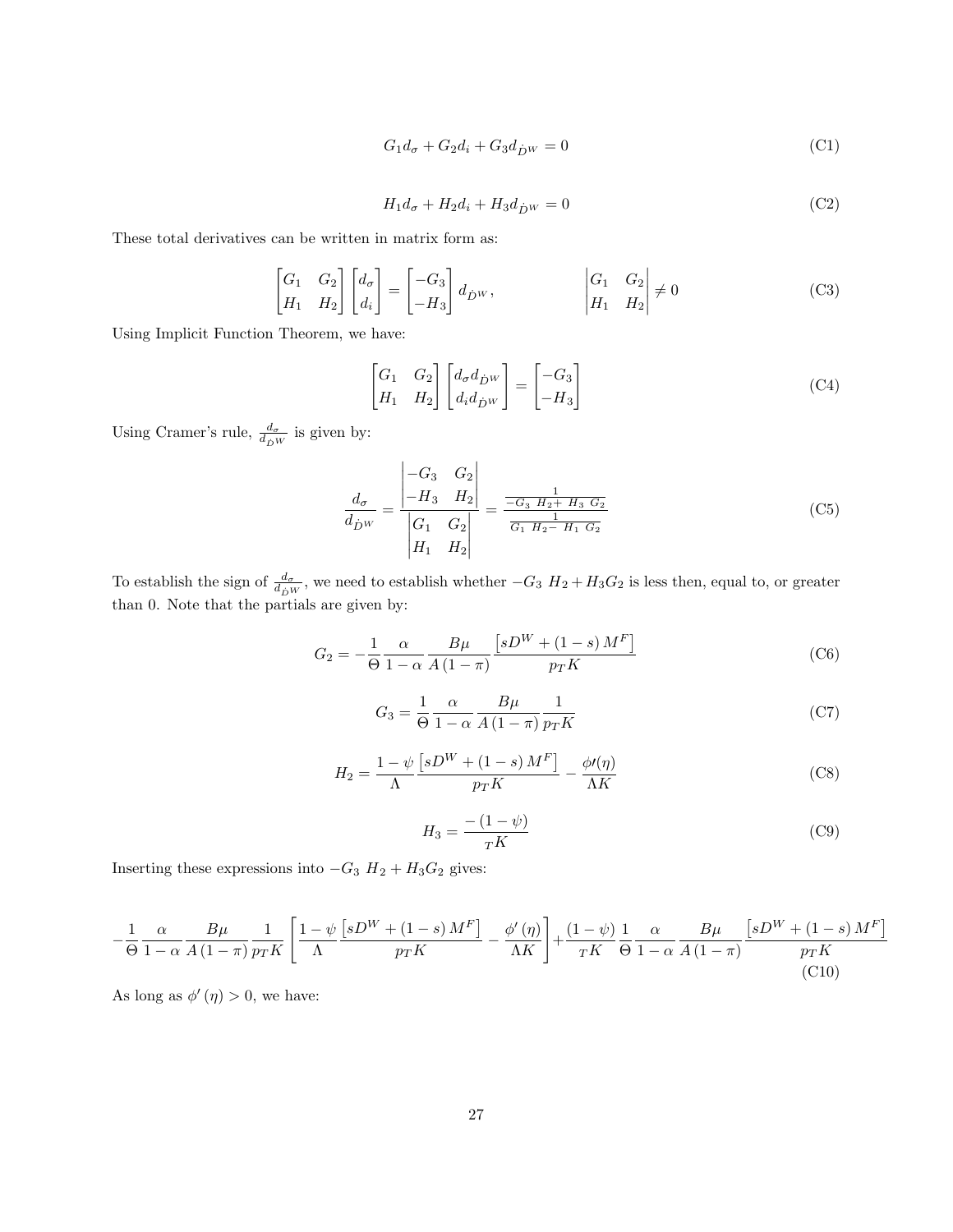$$G_1 d_\sigma + G_2 d_i + G_3 d_{\dot{D}^W} = 0 \tag{C1}$$

$$H_1 d_\sigma + H_2 d_i + H_3 d_{\dot{D}^W} = 0 \tag{C2}$$

These total derivatives can be written in matrix form as:

$$\begin{bmatrix} G_1 & G_2 \\ H_1 & H_2 \end{bmatrix} \begin{bmatrix} d_\sigma \\ d_i \end{bmatrix} = \begin{bmatrix} -G_3 \\ -H_3 \end{bmatrix} d_{\dot{D}^W}, \qquad \begin{vmatrix} G_1 & G_2 \\ H_1 & H_2 \end{vmatrix} \neq 0 \tag{C3}$$

Using Implicit Function Theorem, we have:

$$\begin{bmatrix} G_1 & G_2 \\ H_1 & H_2 \end{bmatrix} \begin{bmatrix} d_\sigma d_{\dot{D}^W} \\ d_i d_{\dot{D}^W} \end{bmatrix} = \begin{bmatrix} -G_3 \\ -H_3 \end{bmatrix} \tag{C4}$$

Using Cramer's rule, $\frac{d_\sigma}{d_{\dot{D}^W}}$ is given by:

$$\frac{d_\sigma}{d_{\dot{D}^W}} = \frac{\begin{vmatrix} -G_3 & G_2 \\ -H_3 & H_2 \end{vmatrix}}{\begin{vmatrix} G_1 & G_2 \\ H_1 & H_2 \end{vmatrix}} = \frac{\frac{1}{-G_3 \ H_2 + \ H_3 \ G_2}}{\frac{1}{G_1 \ H_2 - \ H_1 \ G_2}} \tag{C5}$$

To establish the sign of $\frac{d_\sigma}{d_{\dot{D}^W}}$, we need to establish whether $-G_3 \ H_2 + H_3 G_2$ is less then, equal to, or greater than 0. Note that the partials are given by:

$$G_2 = -\frac{1}{\Theta} \frac{\alpha}{1-\alpha} \frac{B\mu}{A(1-\pi)} \frac{\left[sD^W + (1-s) M^F\right]}{p_T K} \tag{C6}$$

$$G_3 = \frac{1}{\Theta} \frac{\alpha}{1-\alpha} \frac{B\mu}{A(1-\pi)} \frac{1}{p_T K} \tag{C7}$$

$$H_2 = \frac{1-\psi}{\Lambda} \frac{\left[sD^W + (1-s) M^F\right]}{p_T K} - \frac{\phi\prime(\eta)}{\Lambda K} \tag{C8}$$

$$H_3 = \frac{-(1-\psi)}{{}_T K} \tag{C9}$$

Inserting these expressions into $-G_3 \ H_2 + H_3 G_2$ gives:

$$-\frac{1}{\Theta} \frac{\alpha}{1-\alpha} \frac{B\mu}{A(1-\pi)} \frac{1}{p_T K} \left[ \frac{1-\psi}{\Lambda} \frac{\left[sD^W + (1-s) M^F\right]}{p_T K} - \frac{\phi'(\eta)}{\Lambda K} \right] + \frac{(1-\psi)}{{}_T K} \frac{1}{\Theta} \frac{\alpha}{1-\alpha} \frac{B\mu}{A(1-\pi)} \frac{\left[sD^W + (1-s) M^F\right]}{p_T K} \tag{C10}$$

As long as $\phi'(\eta) > 0$, we have: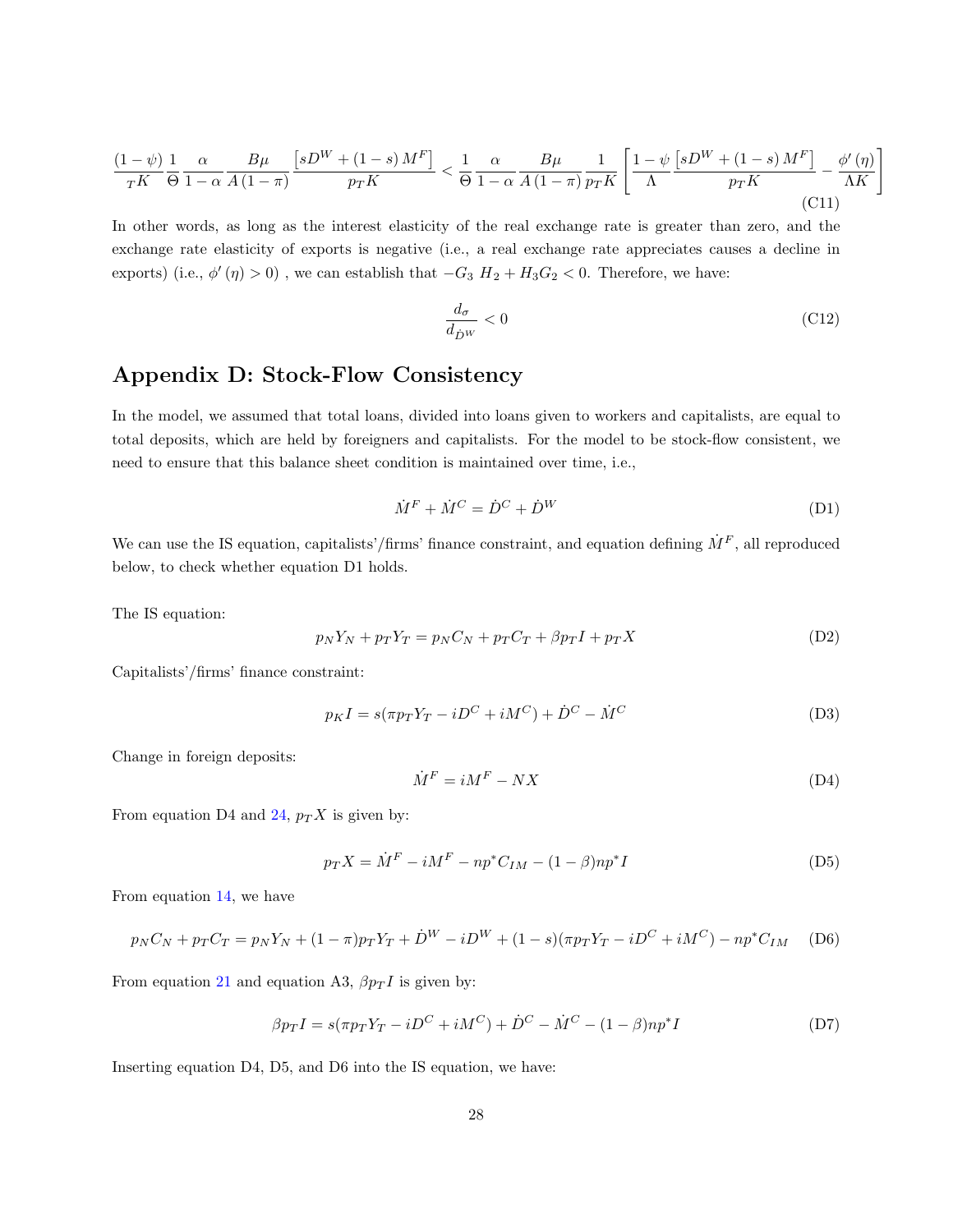$$\frac{(1-\psi)}{{}_{T}K}\frac{1}{\Theta}\frac{\alpha}{1-\alpha}\frac{B\mu}{A(1-\pi)}\frac{\left[sD^{W}+(1-s)M^{F}\right]}{p_{T}K}<\frac{1}{\Theta}\frac{\alpha}{1-\alpha}\frac{B\mu}{A(1-\pi)}\frac{1}{p_{T}K}\left[\frac{1-\psi}{\Lambda}\frac{\left[sD^{W}+(1-s)M^{F}\right]}{p_{T}K}-\frac{\phi'(\eta)}{\Lambda K}\right] \tag{C11}$$

In other words, as long as the interest elasticity of the real exchange rate is greater than zero, and the exchange rate elasticity of exports is negative (i.e., a real exchange rate appreciates causes a decline in exports) (i.e., $\phi'(\eta)>0$) , we can establish that $-G_3\ H_2+H_3G_2<0$. Therefore, we have:

$$\frac{d_{\sigma}}{d_{\dot{D}^W}}<0 \tag{C12}$$

## Appendix D: Stock-Flow Consistency

In the model, we assumed that total loans, divided into loans given to workers and capitalists, are equal to total deposits, which are held by foreigners and capitalists. For the model to be stock-flow consistent, we need to ensure that this balance sheet condition is maintained over time, i.e.,

$$\dot{M}^F+\dot{M}^C=\dot{D}^C+\dot{D}^W \tag{D1}$$

We can use the IS equation, capitalists'/firms' finance constraint, and equation defining $\dot{M}^F$, all reproduced below, to check whether equation D1 holds.

The IS equation:

$$p_NY_N+p_TY_T=p_NC_N+p_TC_T+\beta p_TI+p_TX \tag{D2}$$

Capitalists'/firms' finance constraint:

$$p_KI=s(\pi p_TY_T-iD^C+iM^C)+\dot{D}^C-\dot{M}^C \tag{D3}$$

Change in foreign deposits:

$$\dot{M}^F=iM^F-NX \tag{D4}$$

From equation D4 and 24, $p_TX$ is given by:

$$p_TX=\dot{M}^F-iM^F-np^*C_{IM}-(1-\beta)np^*I \tag{D5}$$

From equation 14, we have

$$p_NC_N+p_TC_T=p_NY_N+(1-\pi)p_TY_T+\dot{D}^W-iD^W+(1-s)(\pi p_TY_T-iD^C+iM^C)-np^*C_{IM} \tag{D6}$$

From equation 21 and equation A3, $\beta p_TI$ is given by:

$$\beta p_TI=s(\pi p_TY_T-iD^C+iM^C)+\dot{D}^C-\dot{M}^C-(1-\beta)np^*I \tag{D7}$$

Inserting equation D4, D5, and D6 into the IS equation, we have: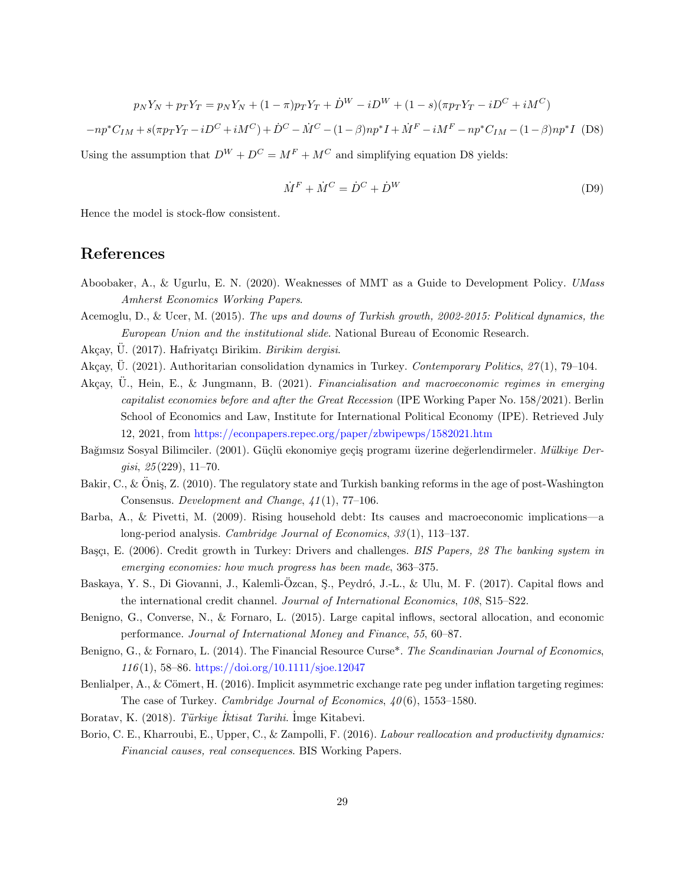$$p_N Y_N + p_T Y_T = p_N Y_N + (1-\pi)p_T Y_T + \dot{D}^W - iD^W + (1-s)(\pi p_T Y_T - iD^C + iM^C)$$

$$-np^* C_{IM} + s(\pi p_T Y_T - iD^C + iM^C) + \dot{D}^C - \dot{M}^C - (1-\beta)np^* I + \dot{M}^F - iM^F - np^* C_{IM} - (1-\beta)np^* I \quad \text{(D8)}$$

Using the assumption that $D^W + D^C = M^F + M^C$ and simplifying equation D8 yields:

$$\dot{M}^F + \dot{M}^C = \dot{D}^C + \dot{D}^W \quad \text{(D9)}$$

Hence the model is stock-flow consistent.

## References

Aboobaker, A., & Ugurlu, E. N. (2020). Weaknesses of MMT as a Guide to Development Policy. *UMass Amherst Economics Working Papers*.

Acemoglu, D., & Ucer, M. (2015). *The ups and downs of Turkish growth, 2002-2015: Political dynamics, the European Union and the institutional slide*. National Bureau of Economic Research.

Akçay, Ü. (2017). Hafriyatçı Birikim. *Birikim dergisi*.

Akçay, Ü. (2021). Authoritarian consolidation dynamics in Turkey. *Contemporary Politics*, *27*(1), 79–104.

Akçay, Ü., Hein, E., & Jungmann, B. (2021). *Financialisation and macroeconomic regimes in emerging capitalist economies before and after the Great Recession* (IPE Working Paper No. 158/2021). Berlin School of Economics and Law, Institute for International Political Economy (IPE). Retrieved July 12, 2021, from https://econpapers.repec.org/paper/zbwipewps/1582021.htm

Bağımsız Sosyal Bilimciler. (2001). Güçlü ekonomiye geçiş programı üzerine değerlendirmeler. *Mülkiye Dergisi*, *25*(229), 11–70.

Bakir, C., & Öniş, Z. (2010). The regulatory state and Turkish banking reforms in the age of post-Washington Consensus. *Development and Change*, *41*(1), 77–106.

Barba, A., & Pivetti, M. (2009). Rising household debt: Its causes and macroeconomic implications—a long-period analysis. *Cambridge Journal of Economics*, *33*(1), 113–137.

Başçı, E. (2006). Credit growth in Turkey: Drivers and challenges. *BIS Papers, 28 The banking system in emerging economies: how much progress has been made*, 363–375.

Baskaya, Y. S., Di Giovanni, J., Kalemli-Özcan, Ş., Peydró, J.-L., & Ulu, M. F. (2017). Capital flows and the international credit channel. *Journal of International Economics*, *108*, S15–S22.

Benigno, G., Converse, N., & Fornaro, L. (2015). Large capital inflows, sectoral allocation, and economic performance. *Journal of International Money and Finance*, *55*, 60–87.

Benigno, G., & Fornaro, L. (2014). The Financial Resource Curse*. *The Scandinavian Journal of Economics*, *116*(1), 58–86. https://doi.org/10.1111/sjoe.12047

Benlialper, A., & Cömert, H. (2016). Implicit asymmetric exchange rate peg under inflation targeting regimes: The case of Turkey. *Cambridge Journal of Economics*, *40*(6), 1553–1580.

Boratav, K. (2018). *Türkiye İktisat Tarihi*. İmge Kitabevi.

Borio, C. E., Kharroubi, E., Upper, C., & Zampolli, F. (2016). *Labour reallocation and productivity dynamics: Financial causes, real consequences*. BIS Working Papers.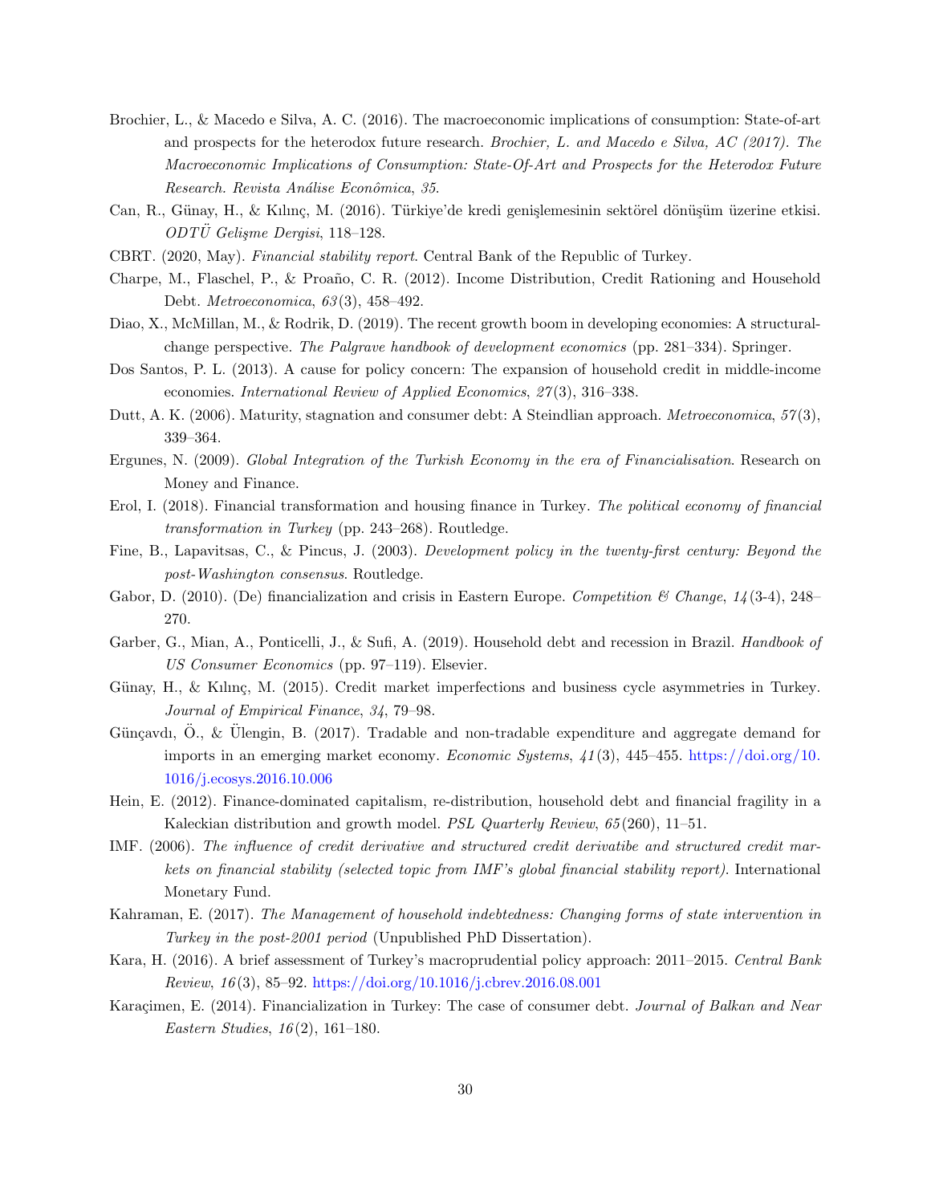Brochier, L., & Macedo e Silva, A. C. (2016). The macroeconomic implications of consumption: State-of-art and prospects for the heterodox future research. *Brochier, L. and Macedo e Silva, AC (2017). The Macroeconomic Implications of Consumption: State-Of-Art and Prospects for the Heterodox Future Research. Revista Análise Econômica, 35*.

Can, R., Günay, H., & Kılınç, M. (2016). Türkiye'de kredi genişlemesinin sektörel dönüşüm üzerine etkisi. *ODTÜ Gelişme Dergisi*, 118–128.

CBRT. (2020, May). *Financial stability report*. Central Bank of the Republic of Turkey.

Charpe, M., Flaschel, P., & Proaño, C. R. (2012). Income Distribution, Credit Rationing and Household Debt. *Metroeconomica*, *63*(3), 458–492.

Diao, X., McMillan, M., & Rodrik, D. (2019). The recent growth boom in developing economies: A structural-change perspective. *The Palgrave handbook of development economics* (pp. 281–334). Springer.

Dos Santos, P. L. (2013). A cause for policy concern: The expansion of household credit in middle-income economies. *International Review of Applied Economics*, *27*(3), 316–338.

Dutt, A. K. (2006). Maturity, stagnation and consumer debt: A Steindlian approach. *Metroeconomica*, *57*(3), 339–364.

Ergunes, N. (2009). *Global Integration of the Turkish Economy in the era of Financialisation*. Research on Money and Finance.

Erol, I. (2018). Financial transformation and housing finance in Turkey. *The political economy of financial transformation in Turkey* (pp. 243–268). Routledge.

Fine, B., Lapavitsas, C., & Pincus, J. (2003). *Development policy in the twenty-first century: Beyond the post-Washington consensus*. Routledge.

Gabor, D. (2010). (De) financialization and crisis in Eastern Europe. *Competition & Change*, *14*(3-4), 248–270.

Garber, G., Mian, A., Ponticelli, J., & Sufi, A. (2019). Household debt and recession in Brazil. *Handbook of US Consumer Economics* (pp. 97–119). Elsevier.

Günay, H., & Kılınç, M. (2015). Credit market imperfections and business cycle asymmetries in Turkey. *Journal of Empirical Finance*, *34*, 79–98.

Günçavdı, Ö., & Ülengin, B. (2017). Tradable and non-tradable expenditure and aggregate demand for imports in an emerging market economy. *Economic Systems*, *41*(3), 445–455. https://doi.org/10.1016/j.ecosys.2016.10.006

Hein, E. (2012). Finance-dominated capitalism, re-distribution, household debt and financial fragility in a Kaleckian distribution and growth model. *PSL Quarterly Review*, *65*(260), 11–51.

IMF. (2006). *The influence of credit derivative and structured credit derivatibe and structured credit markets on financial stability (selected topic from IMF's global financial stability report)*. International Monetary Fund.

Kahraman, E. (2017). *The Management of household indebtedness: Changing forms of state intervention in Turkey in the post-2001 period* (Unpublished PhD Dissertation).

Kara, H. (2016). A brief assessment of Turkey's macroprudential policy approach: 2011–2015. *Central Bank Review*, *16*(3), 85–92. https://doi.org/10.1016/j.cbrev.2016.08.001

Karaçimen, E. (2014). Financialization in Turkey: The case of consumer debt. *Journal of Balkan and Near Eastern Studies*, *16*(2), 161–180.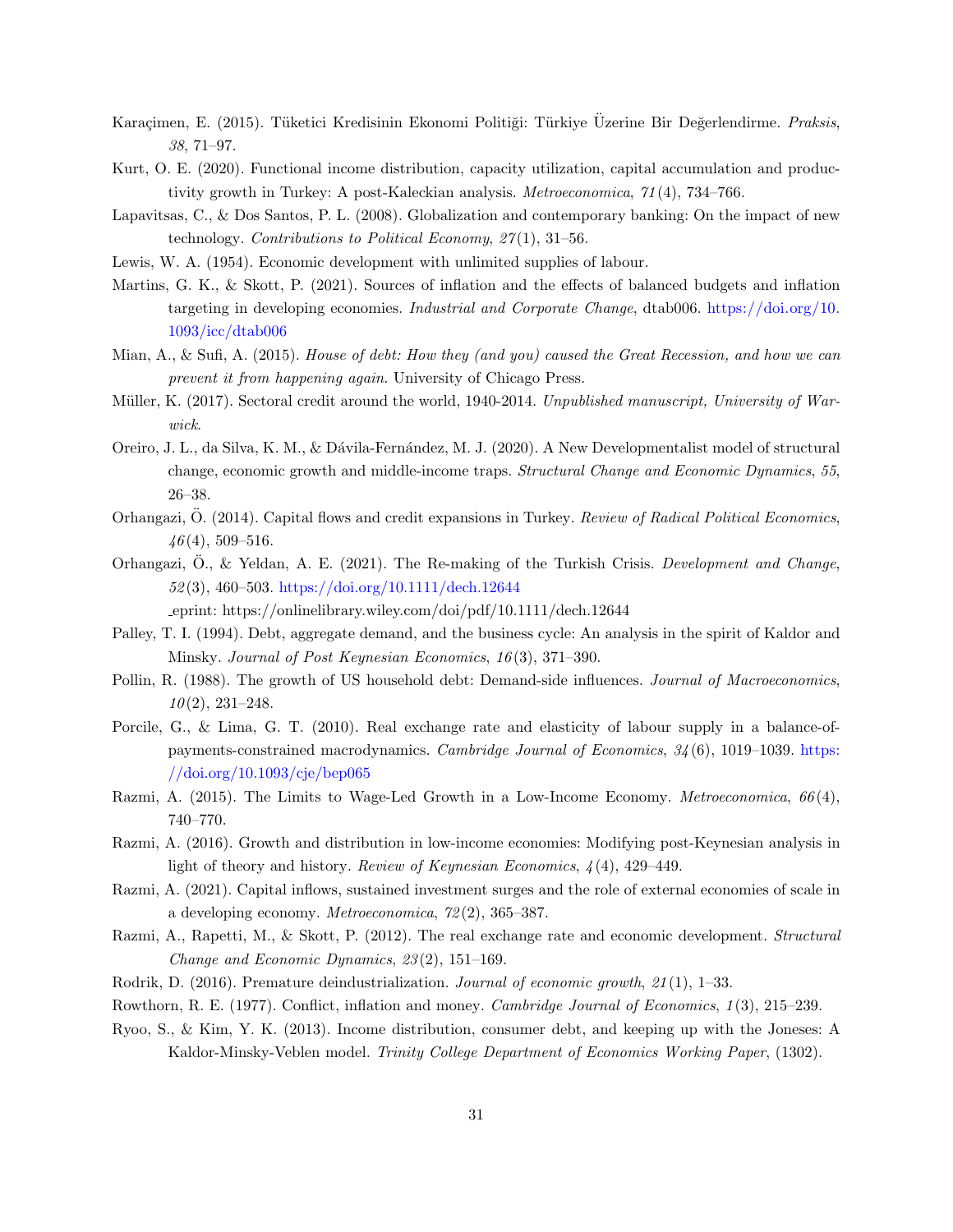Karaçimen, E. (2015). Tüketici Kredisinin Ekonomi Politiği: Türkiye Üzerine Bir Değerlendirme. *Praksis*, *38*, 71–97.

Kurt, O. E. (2020). Functional income distribution, capacity utilization, capital accumulation and productivity growth in Turkey: A post-Kaleckian analysis. *Metroeconomica*, *71*(4), 734–766.

Lapavitsas, C., & Dos Santos, P. L. (2008). Globalization and contemporary banking: On the impact of new technology. *Contributions to Political Economy*, *27*(1), 31–56.

Lewis, W. A. (1954). Economic development with unlimited supplies of labour.

Martins, G. K., & Skott, P. (2021). Sources of inflation and the effects of balanced budgets and inflation targeting in developing economies. *Industrial and Corporate Change*, dtab006. https://doi.org/10.1093/icc/dtab006

Mian, A., & Sufi, A. (2015). *House of debt: How they (and you) caused the Great Recession, and how we can prevent it from happening again*. University of Chicago Press.

Müller, K. (2017). Sectoral credit around the world, 1940-2014. *Unpublished manuscript, University of Warwick*.

Oreiro, J. L., da Silva, K. M., & Dávila-Fernández, M. J. (2020). A New Developmentalist model of structural change, economic growth and middle-income traps. *Structural Change and Economic Dynamics*, *55*, 26–38.

Orhangazi, Ö. (2014). Capital flows and credit expansions in Turkey. *Review of Radical Political Economics*, *46*(4), 509–516.

Orhangazi, Ö., & Yeldan, A. E. (2021). The Re-making of the Turkish Crisis. *Development and Change*, *52*(3), 460–503. https://doi.org/10.1111/dech.12644
_eprint: https://onlinelibrary.wiley.com/doi/pdf/10.1111/dech.12644

Palley, T. I. (1994). Debt, aggregate demand, and the business cycle: An analysis in the spirit of Kaldor and Minsky. *Journal of Post Keynesian Economics*, *16*(3), 371–390.

Pollin, R. (1988). The growth of US household debt: Demand-side influences. *Journal of Macroeconomics*, *10*(2), 231–248.

Porcile, G., & Lima, G. T. (2010). Real exchange rate and elasticity of labour supply in a balance-of-payments-constrained macrodynamics. *Cambridge Journal of Economics*, *34*(6), 1019–1039. https://doi.org/10.1093/cje/bep065

Razmi, A. (2015). The Limits to Wage-Led Growth in a Low-Income Economy. *Metroeconomica*, *66*(4), 740–770.

Razmi, A. (2016). Growth and distribution in low-income economies: Modifying post-Keynesian analysis in light of theory and history. *Review of Keynesian Economics*, *4*(4), 429–449.

Razmi, A. (2021). Capital inflows, sustained investment surges and the role of external economies of scale in a developing economy. *Metroeconomica*, *72*(2), 365–387.

Razmi, A., Rapetti, M., & Skott, P. (2012). The real exchange rate and economic development. *Structural Change and Economic Dynamics*, *23*(2), 151–169.

Rodrik, D. (2016). Premature deindustrialization. *Journal of economic growth*, *21*(1), 1–33.

Rowthorn, R. E. (1977). Conflict, inflation and money. *Cambridge Journal of Economics*, *1*(3), 215–239.

Ryoo, S., & Kim, Y. K. (2013). Income distribution, consumer debt, and keeping up with the Joneses: A Kaldor-Minsky-Veblen model. *Trinity College Department of Economics Working Paper*, (1302).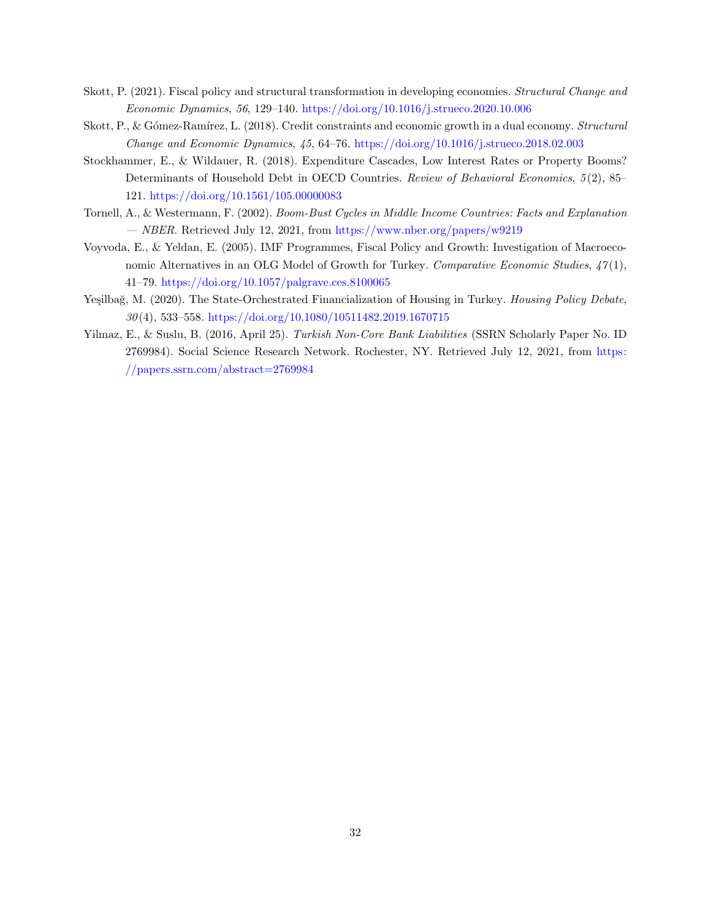Skott, P. (2021). Fiscal policy and structural transformation in developing economies. *Structural Change and Economic Dynamics*, *56*, 129–140. https://doi.org/10.1016/j.strueco.2020.10.006

Skott, P., & Gómez-Ramírez, L. (2018). Credit constraints and economic growth in a dual economy. *Structural Change and Economic Dynamics*, *45*, 64–76. https://doi.org/10.1016/j.strueco.2018.02.003

Stockhammer, E., & Wildauer, R. (2018). Expenditure Cascades, Low Interest Rates or Property Booms? Determinants of Household Debt in OECD Countries. *Review of Behavioral Economics*, *5*(2), 85–121. https://doi.org/10.1561/105.00000083

Tornell, A., & Westermann, F. (2002). *Boom-Bust Cycles in Middle Income Countries: Facts and Explanation — NBER*. Retrieved July 12, 2021, from https://www.nber.org/papers/w9219

Voyvoda, E., & Yeldan, E. (2005). IMF Programmes, Fiscal Policy and Growth: Investigation of Macroeconomic Alternatives in an OLG Model of Growth for Turkey. *Comparative Economic Studies*, *47*(1), 41–79. https://doi.org/10.1057/palgrave.ces.8100065

Yeşilbağ, M. (2020). The State-Orchestrated Financialization of Housing in Turkey. *Housing Policy Debate*, *30*(4), 533–558. https://doi.org/10.1080/10511482.2019.1670715

Yilmaz, E., & Suslu, B. (2016, April 25). *Turkish Non-Core Bank Liabilities* (SSRN Scholarly Paper No. ID 2769984). Social Science Research Network. Rochester, NY. Retrieved July 12, 2021, from https://papers.ssrn.com/abstract=2769984